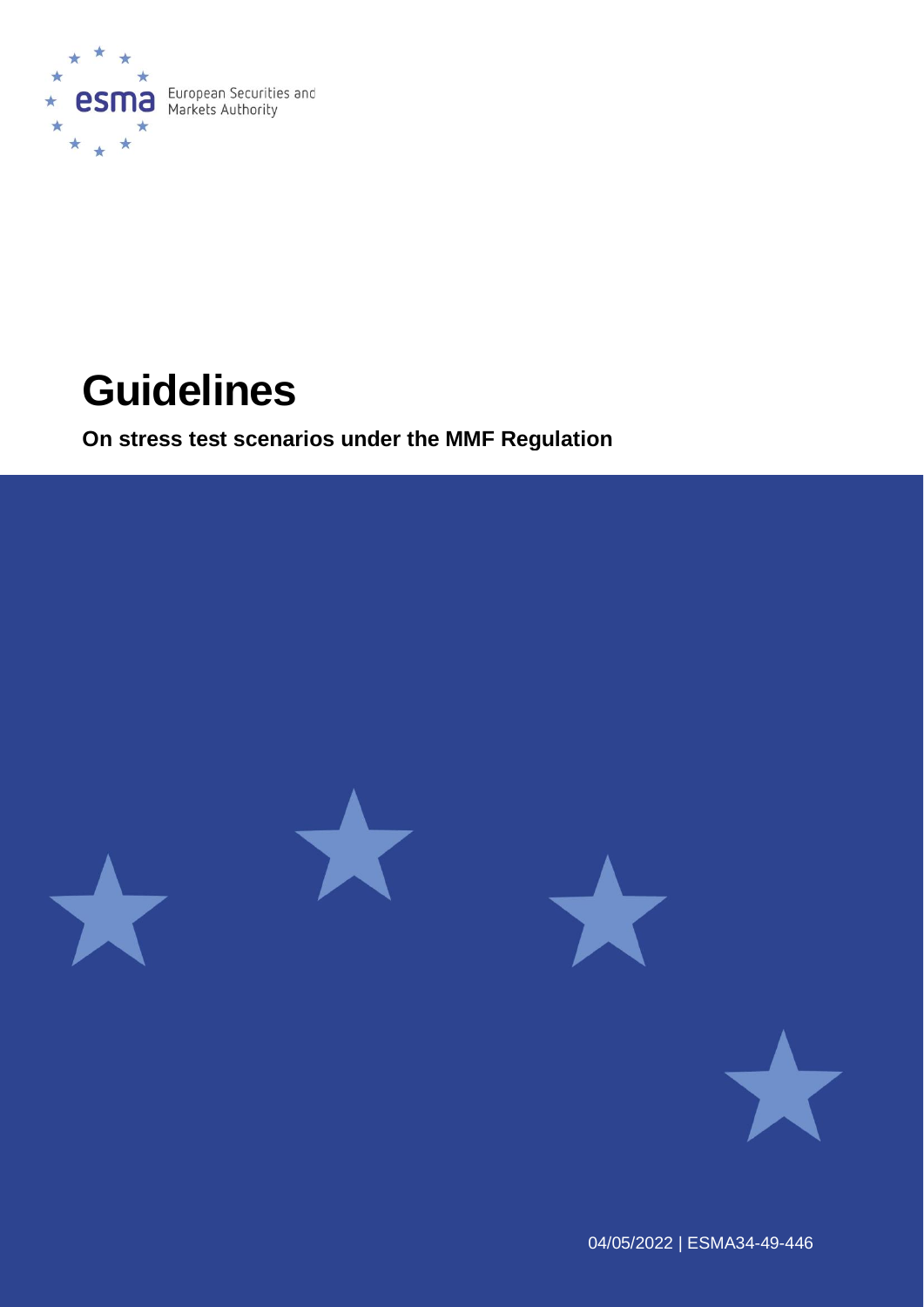European Securities and Markets Authority

# Guidelines

**On stress test scenarios under the MMF Regulation**

04/05/2022 | ESMA34-49-446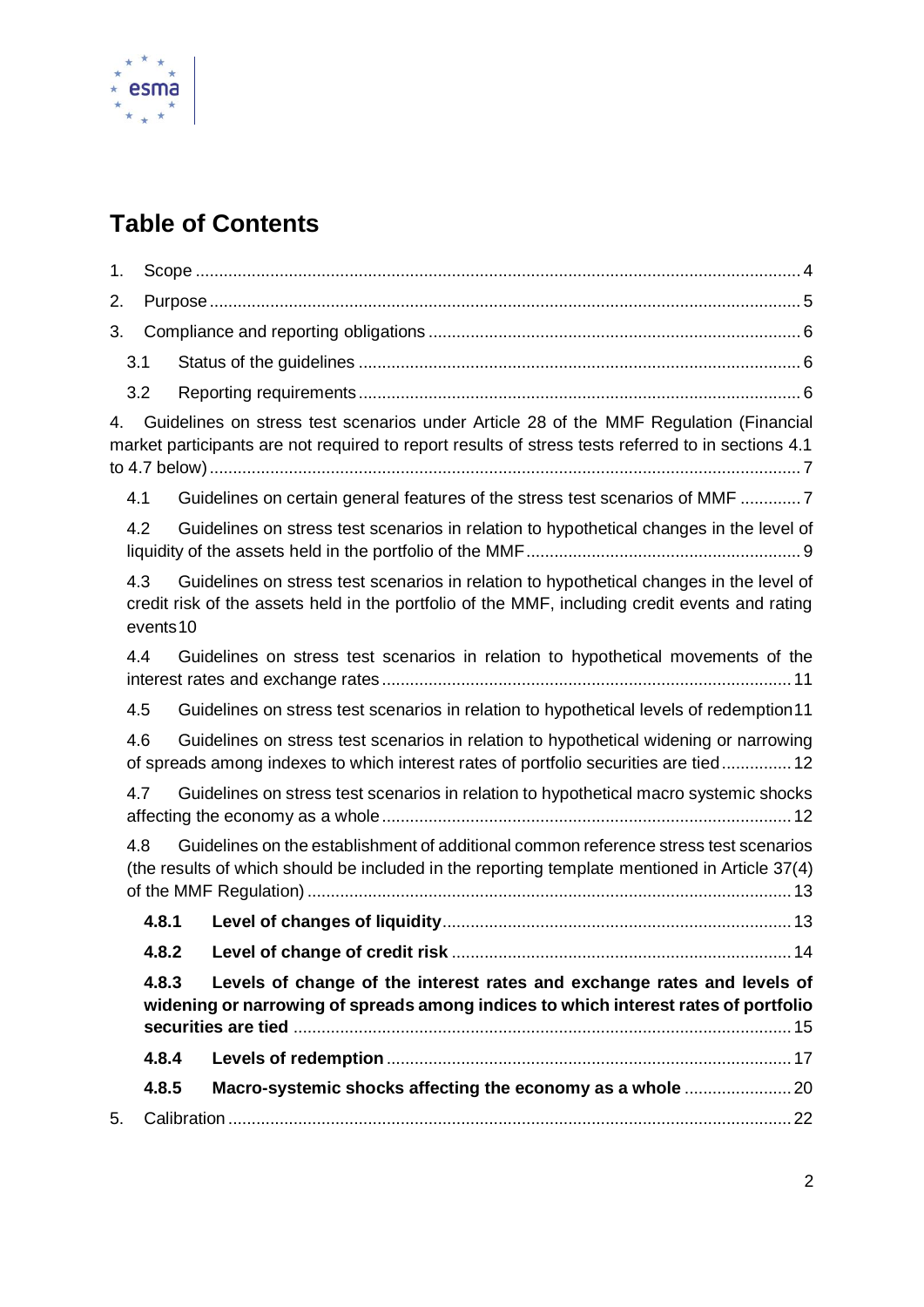# Table of Contents

1. Scope ..... 4
2. Purpose ..... 5
3. Compliance and reporting obligations ..... 6
   - 3.1 Status of the guidelines ..... 6
   - 3.2 Reporting requirements ..... 6
4. Guidelines on stress test scenarios under Article 28 of the MMF Regulation (Financial market participants are not required to report results of stress tests referred to in sections 4.1 to 4.7 below) ..... 7
   - 4.1 Guidelines on certain general features of the stress test scenarios of MMF ..... 7
   - 4.2 Guidelines on stress test scenarios in relation to hypothetical changes in the level of liquidity of the assets held in the portfolio of the MMF ..... 9
   - 4.3 Guidelines on stress test scenarios in relation to hypothetical changes in the level of credit risk of the assets held in the portfolio of the MMF, including credit events and rating events 10
   - 4.4 Guidelines on stress test scenarios in relation to hypothetical movements of the interest rates and exchange rates ..... 11
   - 4.5 Guidelines on stress test scenarios in relation to hypothetical levels of redemption 11
   - 4.6 Guidelines on stress test scenarios in relation to hypothetical widening or narrowing of spreads among indexes to which interest rates of portfolio securities are tied ..... 12
   - 4.7 Guidelines on stress test scenarios in relation to hypothetical macro systemic shocks affecting the economy as a whole ..... 12
   - 4.8 Guidelines on the establishment of additional common reference stress test scenarios (the results of which should be included in the reporting template mentioned in Article 37(4) of the MMF Regulation) ..... 13
     - **4.8.1 Level of changes of liquidity** ..... 13
     - **4.8.2 Level of change of credit risk** ..... 14
     - **4.8.3 Levels of change of the interest rates and exchange rates and levels of widening or narrowing of spreads among indices to which interest rates of portfolio securities are tied** ..... 15
     - **4.8.4 Levels of redemption** ..... 17
     - **4.8.5 Macro-systemic shocks affecting the economy as a whole** ..... 20
5. Calibration ..... 22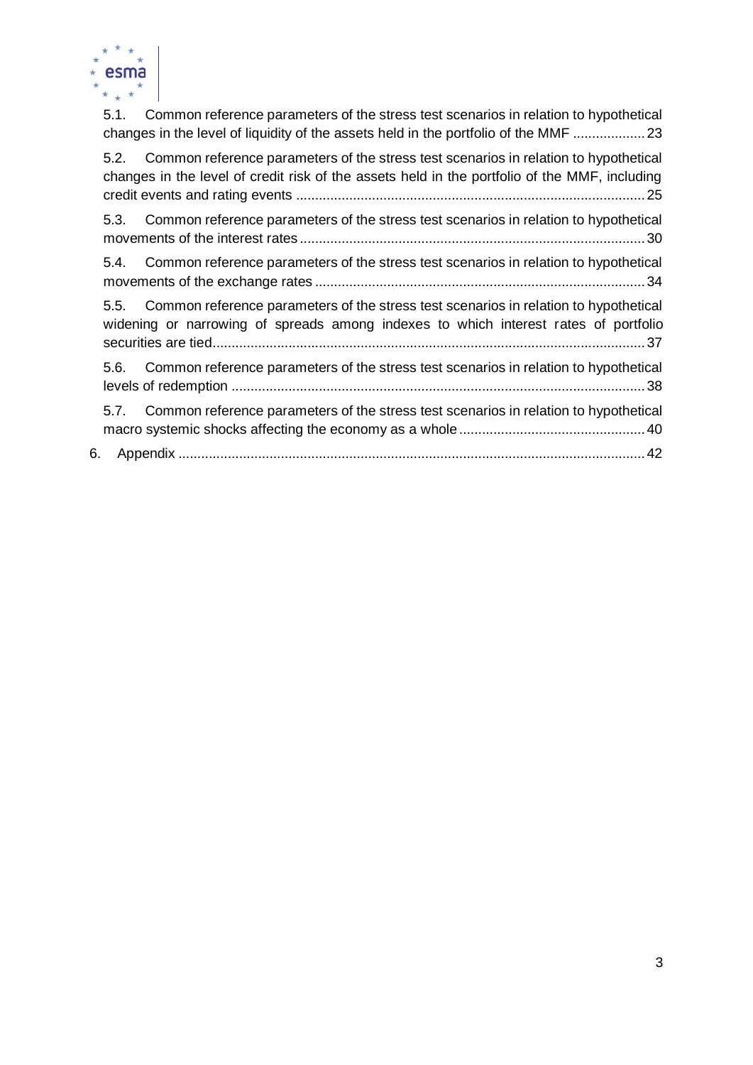5.1. Common reference parameters of the stress test scenarios in relation to hypothetical changes in the level of liquidity of the assets held in the portfolio of the MMF ................... 23

5.2. Common reference parameters of the stress test scenarios in relation to hypothetical changes in the level of credit risk of the assets held in the portfolio of the MMF, including credit events and rating events ........................................................................................... 25

5.3. Common reference parameters of the stress test scenarios in relation to hypothetical movements of the interest rates .......................................................................................... 30

5.4. Common reference parameters of the stress test scenarios in relation to hypothetical movements of the exchange rates ...................................................................................... 34

5.5. Common reference parameters of the stress test scenarios in relation to hypothetical widening or narrowing of spreads among indexes to which interest rates of portfolio securities are tied................................................................................................................. 37

5.6. Common reference parameters of the stress test scenarios in relation to hypothetical levels of redemption ............................................................................................................ 38

5.7. Common reference parameters of the stress test scenarios in relation to hypothetical macro systemic shocks affecting the economy as a whole ................................................. 40

6. Appendix .......................................................................................................................... 42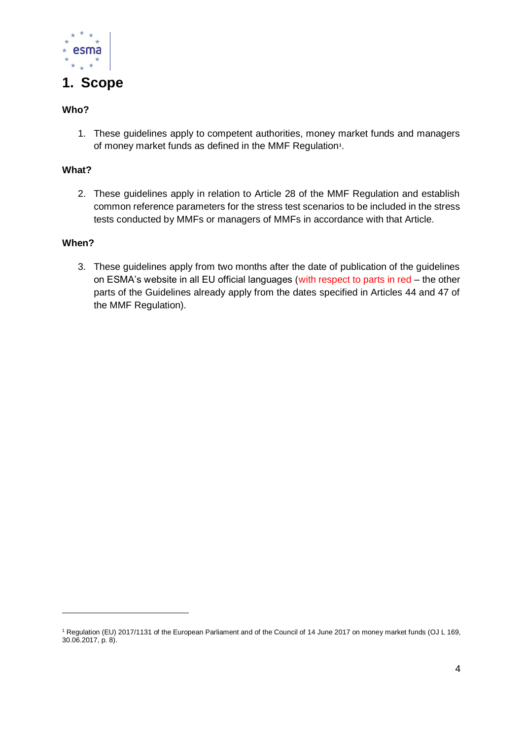# 1. Scope

**Who?**

1. These guidelines apply to competent authorities, money market funds and managers of money market funds as defined in the MMF Regulation[1].

**What?**

2. These guidelines apply in relation to Article 28 of the MMF Regulation and establish common reference parameters for the stress test scenarios to be included in the stress tests conducted by MMFs or managers of MMFs in accordance with that Article.

**When?**

3. These guidelines apply from two months after the date of publication of the guidelines on ESMA's website in all EU official languages (with respect to parts in red – the other parts of the Guidelines already apply from the dates specified in Articles 44 and 47 of the MMF Regulation).

[1] Regulation (EU) 2017/1131 of the European Parliament and of the Council of 14 June 2017 on money market funds (OJ L 169, 30.06.2017, p. 8).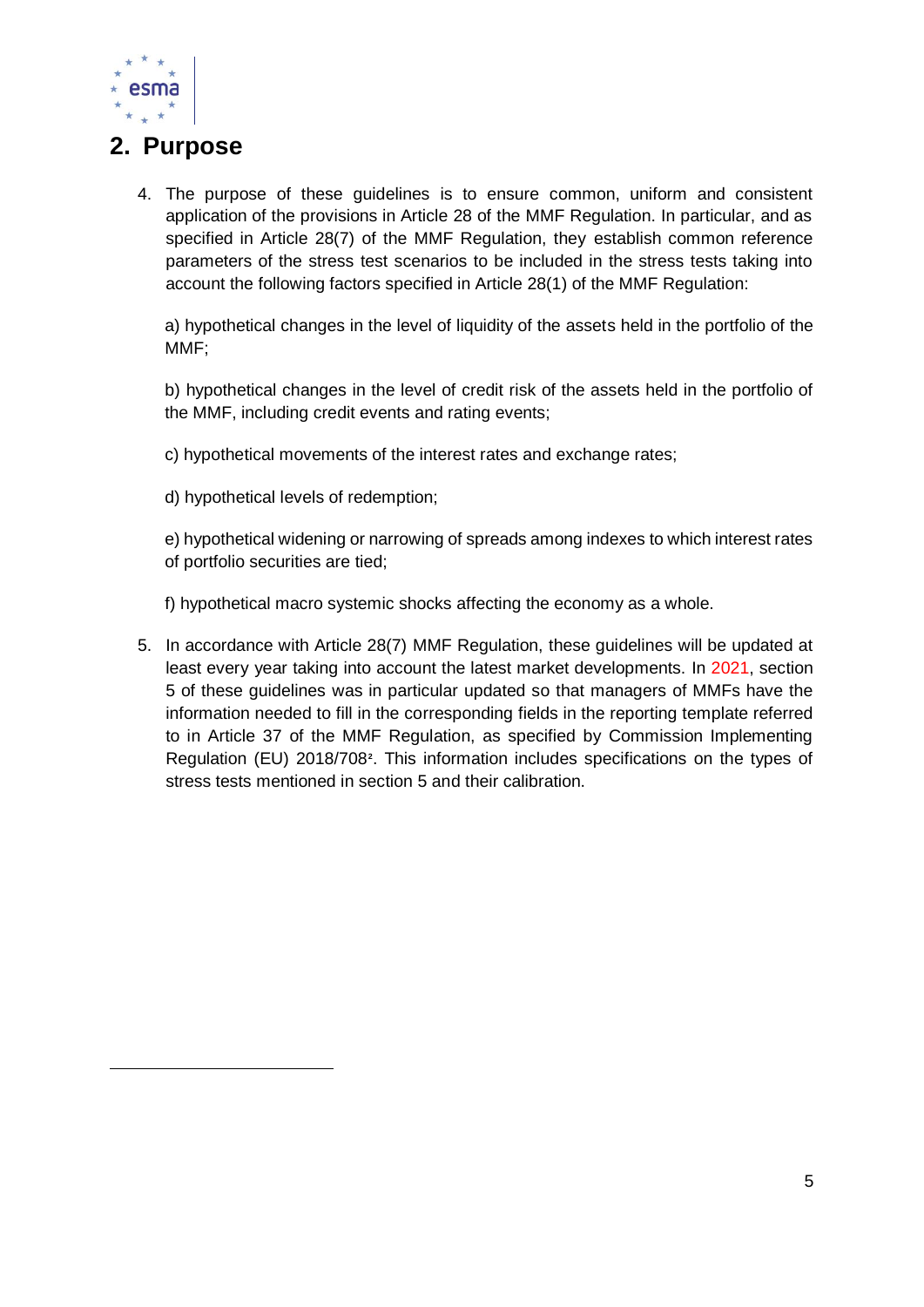## 2. Purpose

4. The purpose of these guidelines is to ensure common, uniform and consistent application of the provisions in Article 28 of the MMF Regulation. In particular, and as specified in Article 28(7) of the MMF Regulation, they establish common reference parameters of the stress test scenarios to be included in the stress tests taking into account the following factors specified in Article 28(1) of the MMF Regulation:

   a) hypothetical changes in the level of liquidity of the assets held in the portfolio of the MMF;

   b) hypothetical changes in the level of credit risk of the assets held in the portfolio of the MMF, including credit events and rating events;

   c) hypothetical movements of the interest rates and exchange rates;

   d) hypothetical levels of redemption;

   e) hypothetical widening or narrowing of spreads among indexes to which interest rates of portfolio securities are tied;

   f) hypothetical macro systemic shocks affecting the economy as a whole.

5. In accordance with Article 28(7) MMF Regulation, these guidelines will be updated at least every year taking into account the latest market developments. In 2021, section 5 of these guidelines was in particular updated so that managers of MMFs have the information needed to fill in the corresponding fields in the reporting template referred to in Article 37 of the MMF Regulation, as specified by Commission Implementing Regulation (EU) 2018/708[2]. This information includes specifications on the types of stress tests mentioned in section 5 and their calibration.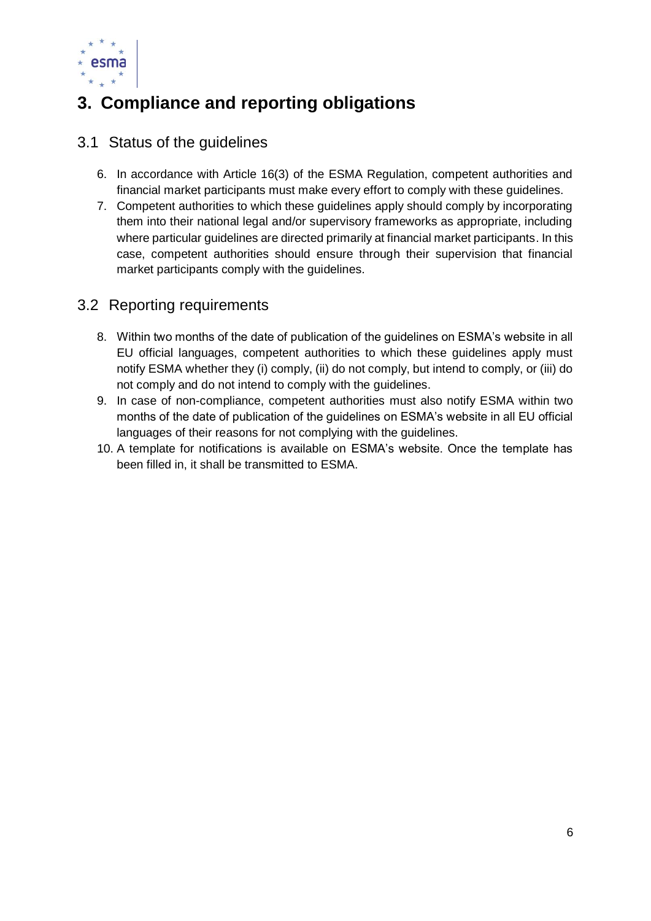# 3. Compliance and reporting obligations

## 3.1 Status of the guidelines

6. In accordance with Article 16(3) of the ESMA Regulation, competent authorities and financial market participants must make every effort to comply with these guidelines.
7. Competent authorities to which these guidelines apply should comply by incorporating them into their national legal and/or supervisory frameworks as appropriate, including where particular guidelines are directed primarily at financial market participants. In this case, competent authorities should ensure through their supervision that financial market participants comply with the guidelines.

## 3.2 Reporting requirements

8. Within two months of the date of publication of the guidelines on ESMA's website in all EU official languages, competent authorities to which these guidelines apply must notify ESMA whether they (i) comply, (ii) do not comply, but intend to comply, or (iii) do not comply and do not intend to comply with the guidelines.
9. In case of non-compliance, competent authorities must also notify ESMA within two months of the date of publication of the guidelines on ESMA's website in all EU official languages of their reasons for not complying with the guidelines.
10. A template for notifications is available on ESMA's website. Once the template has been filled in, it shall be transmitted to ESMA.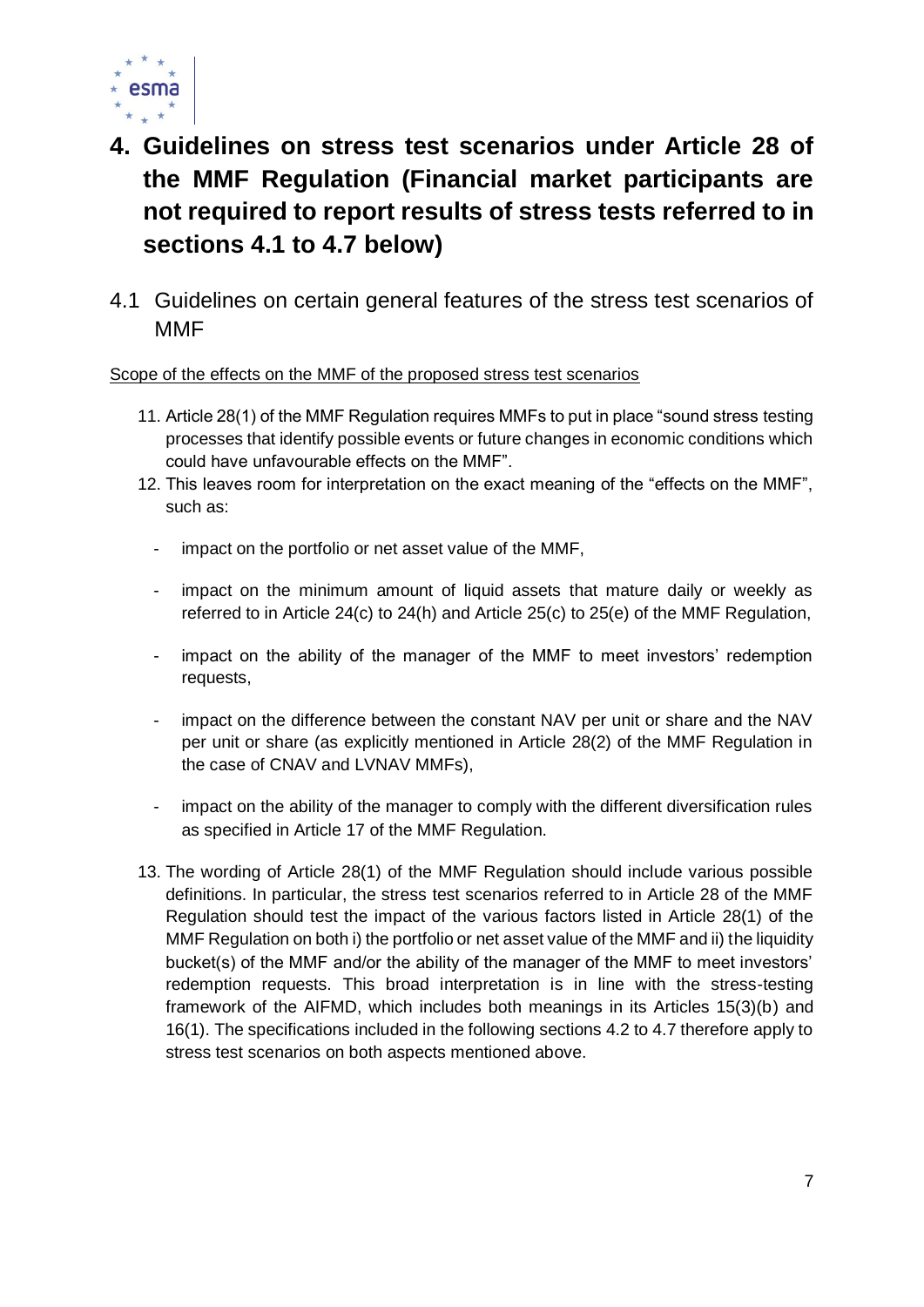# 4. Guidelines on stress test scenarios under Article 28 of the MMF Regulation (Financial market participants are not required to report results of stress tests referred to in sections 4.1 to 4.7 below)

## 4.1 Guidelines on certain general features of the stress test scenarios of MMF

Scope of the effects on the MMF of the proposed stress test scenarios

11. Article 28(1) of the MMF Regulation requires MMFs to put in place "sound stress testing processes that identify possible events or future changes in economic conditions which could have unfavourable effects on the MMF".
12. This leaves room for interpretation on the exact meaning of the "effects on the MMF", such as:
    - impact on the portfolio or net asset value of the MMF,
    - impact on the minimum amount of liquid assets that mature daily or weekly as referred to in Article 24(c) to 24(h) and Article 25(c) to 25(e) of the MMF Regulation,
    - impact on the ability of the manager of the MMF to meet investors' redemption requests,
    - impact on the difference between the constant NAV per unit or share and the NAV per unit or share (as explicitly mentioned in Article 28(2) of the MMF Regulation in the case of CNAV and LVNAV MMFs),
    - impact on the ability of the manager to comply with the different diversification rules as specified in Article 17 of the MMF Regulation.
13. The wording of Article 28(1) of the MMF Regulation should include various possible definitions. In particular, the stress test scenarios referred to in Article 28 of the MMF Regulation should test the impact of the various factors listed in Article 28(1) of the MMF Regulation on both i) the portfolio or net asset value of the MMF and ii) the liquidity bucket(s) of the MMF and/or the ability of the manager of the MMF to meet investors' redemption requests. This broad interpretation is in line with the stress-testing framework of the AIFMD, which includes both meanings in its Articles 15(3)(b) and 16(1). The specifications included in the following sections 4.2 to 4.7 therefore apply to stress test scenarios on both aspects mentioned above.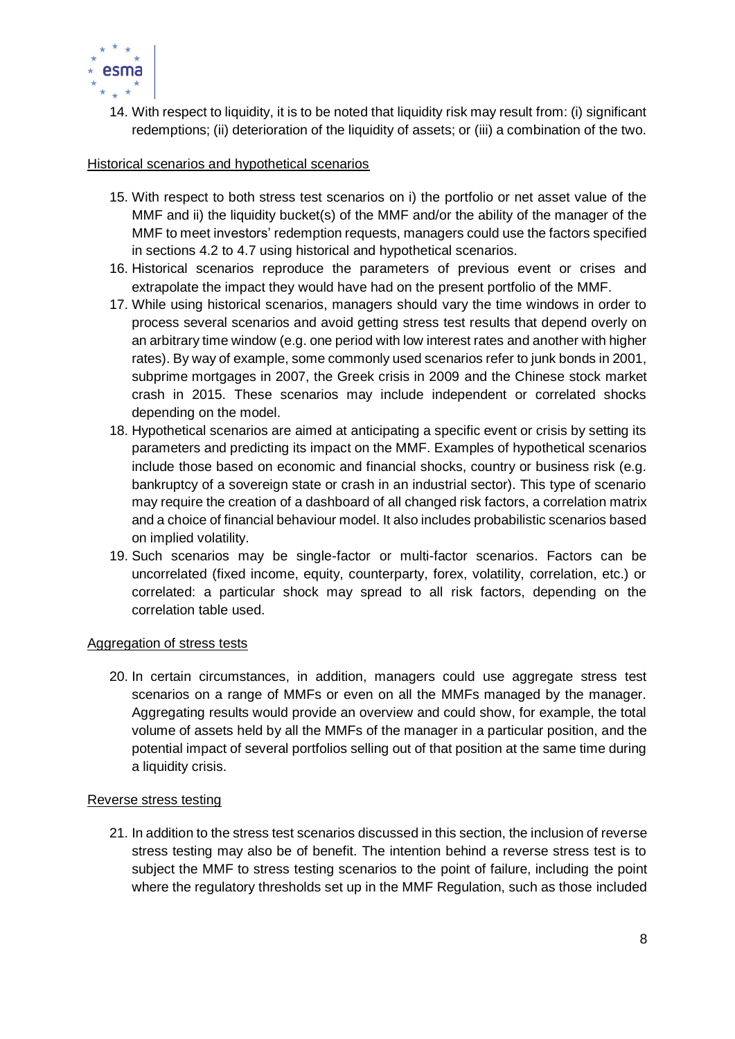14. With respect to liquidity, it is to be noted that liquidity risk may result from: (i) significant redemptions; (ii) deterioration of the liquidity of assets; or (iii) a combination of the two.

Historical scenarios and hypothetical scenarios

15. With respect to both stress test scenarios on i) the portfolio or net asset value of the MMF and ii) the liquidity bucket(s) of the MMF and/or the ability of the manager of the MMF to meet investors' redemption requests, managers could use the factors specified in sections 4.2 to 4.7 using historical and hypothetical scenarios.
16. Historical scenarios reproduce the parameters of previous event or crises and extrapolate the impact they would have had on the present portfolio of the MMF.
17. While using historical scenarios, managers should vary the time windows in order to process several scenarios and avoid getting stress test results that depend overly on an arbitrary time window (e.g. one period with low interest rates and another with higher rates). By way of example, some commonly used scenarios refer to junk bonds in 2001, subprime mortgages in 2007, the Greek crisis in 2009 and the Chinese stock market crash in 2015. These scenarios may include independent or correlated shocks depending on the model.
18. Hypothetical scenarios are aimed at anticipating a specific event or crisis by setting its parameters and predicting its impact on the MMF. Examples of hypothetical scenarios include those based on economic and financial shocks, country or business risk (e.g. bankruptcy of a sovereign state or crash in an industrial sector). This type of scenario may require the creation of a dashboard of all changed risk factors, a correlation matrix and a choice of financial behaviour model. It also includes probabilistic scenarios based on implied volatility.
19. Such scenarios may be single-factor or multi-factor scenarios. Factors can be uncorrelated (fixed income, equity, counterparty, forex, volatility, correlation, etc.) or correlated: a particular shock may spread to all risk factors, depending on the correlation table used.

Aggregation of stress tests

20. In certain circumstances, in addition, managers could use aggregate stress test scenarios on a range of MMFs or even on all the MMFs managed by the manager. Aggregating results would provide an overview and could show, for example, the total volume of assets held by all the MMFs of the manager in a particular position, and the potential impact of several portfolios selling out of that position at the same time during a liquidity crisis.

Reverse stress testing

21. In addition to the stress test scenarios discussed in this section, the inclusion of reverse stress testing may also be of benefit. The intention behind a reverse stress test is to subject the MMF to stress testing scenarios to the point of failure, including the point where the regulatory thresholds set up in the MMF Regulation, such as those included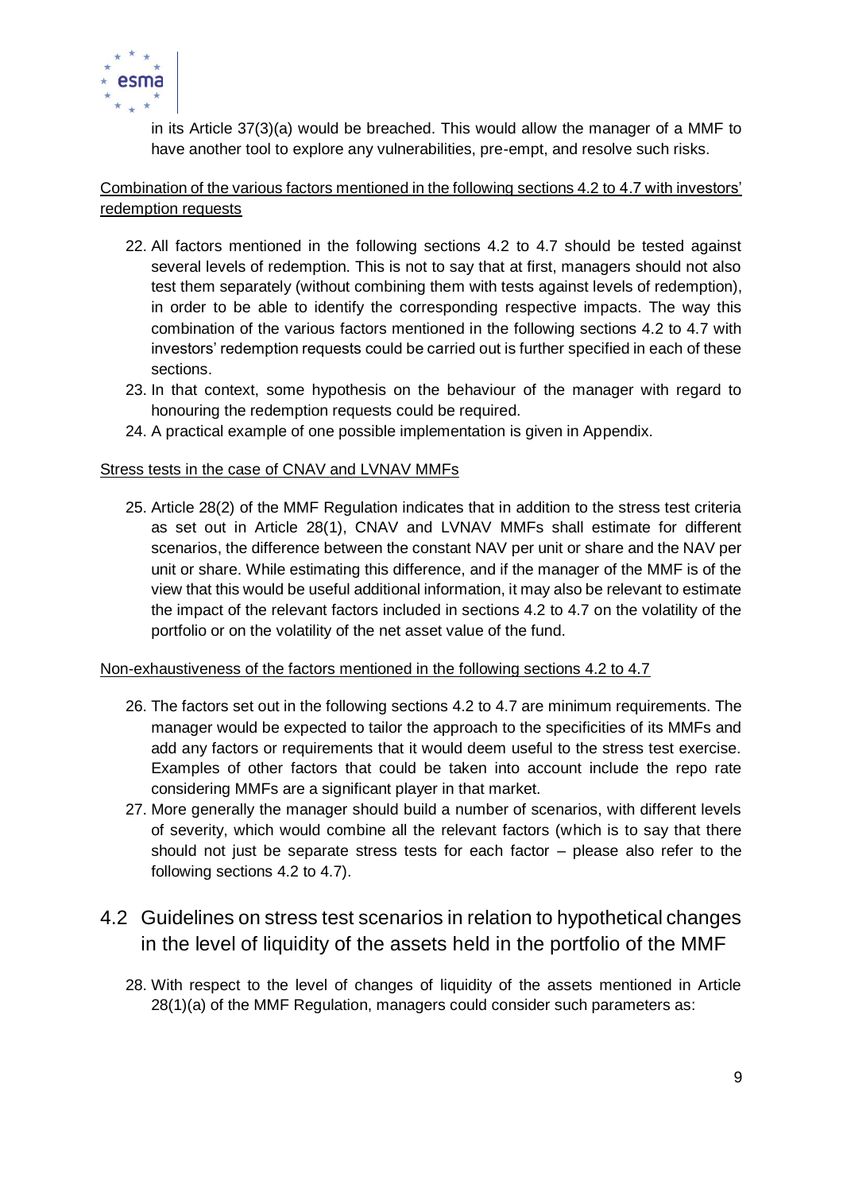in its Article 37(3)(a) would be breached. This would allow the manager of a MMF to have another tool to explore any vulnerabilities, pre-empt, and resolve such risks.

Combination of the various factors mentioned in the following sections 4.2 to 4.7 with investors' redemption requests

22. All factors mentioned in the following sections 4.2 to 4.7 should be tested against several levels of redemption. This is not to say that at first, managers should not also test them separately (without combining them with tests against levels of redemption), in order to be able to identify the corresponding respective impacts. The way this combination of the various factors mentioned in the following sections 4.2 to 4.7 with investors' redemption requests could be carried out is further specified in each of these sections.
23. In that context, some hypothesis on the behaviour of the manager with regard to honouring the redemption requests could be required.
24. A practical example of one possible implementation is given in Appendix.

Stress tests in the case of CNAV and LVNAV MMFs

25. Article 28(2) of the MMF Regulation indicates that in addition to the stress test criteria as set out in Article 28(1), CNAV and LVNAV MMFs shall estimate for different scenarios, the difference between the constant NAV per unit or share and the NAV per unit or share. While estimating this difference, and if the manager of the MMF is of the view that this would be useful additional information, it may also be relevant to estimate the impact of the relevant factors included in sections 4.2 to 4.7 on the volatility of the portfolio or on the volatility of the net asset value of the fund.

Non-exhaustiveness of the factors mentioned in the following sections 4.2 to 4.7

26. The factors set out in the following sections 4.2 to 4.7 are minimum requirements. The manager would be expected to tailor the approach to the specificities of its MMFs and add any factors or requirements that it would deem useful to the stress test exercise. Examples of other factors that could be taken into account include the repo rate considering MMFs are a significant player in that market.
27. More generally the manager should build a number of scenarios, with different levels of severity, which would combine all the relevant factors (which is to say that there should not just be separate stress tests for each factor – please also refer to the following sections 4.2 to 4.7).

## 4.2 Guidelines on stress test scenarios in relation to hypothetical changes in the level of liquidity of the assets held in the portfolio of the MMF

28. With respect to the level of changes of liquidity of the assets mentioned in Article 28(1)(a) of the MMF Regulation, managers could consider such parameters as: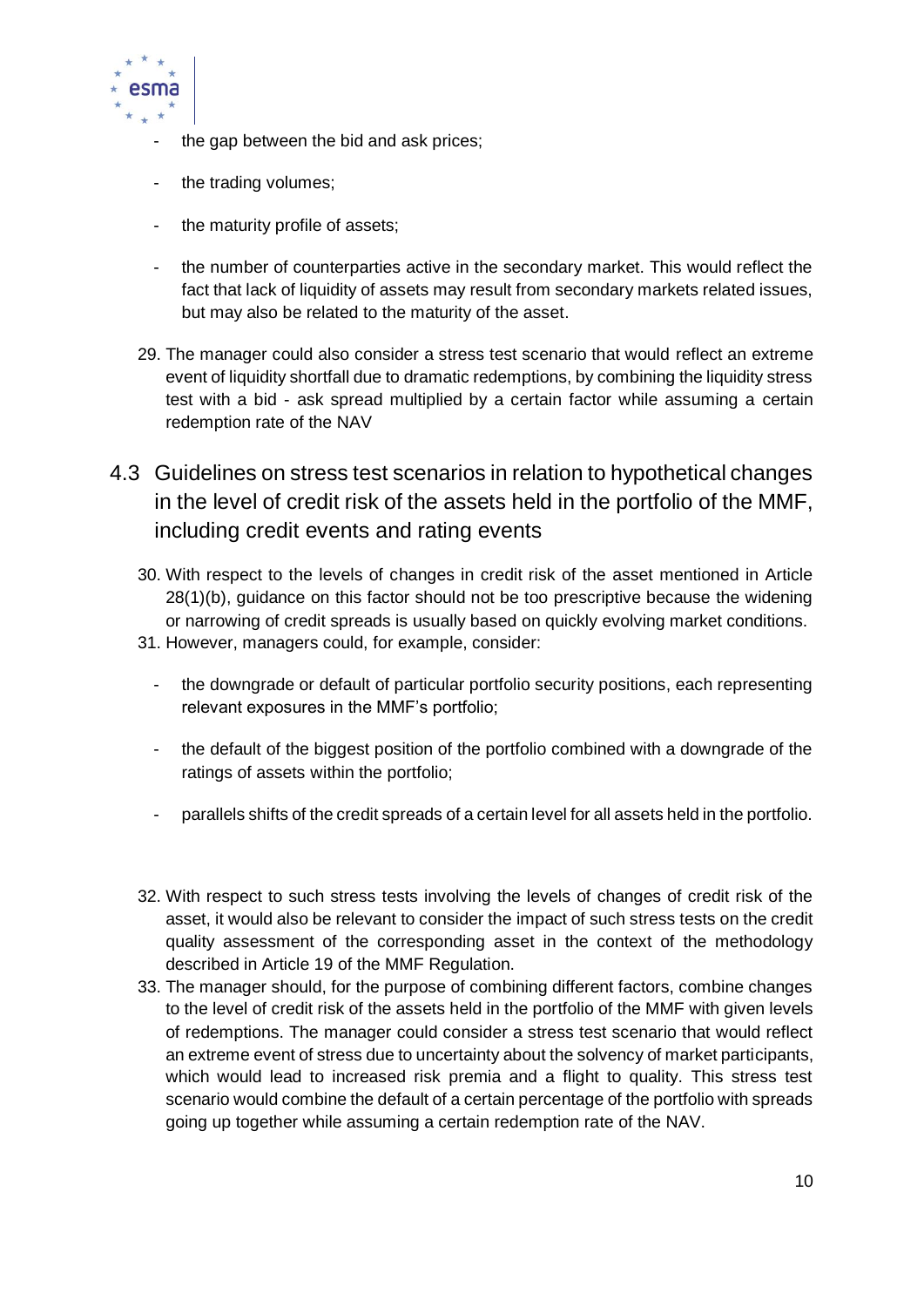- the gap between the bid and ask prices;
- the trading volumes;
- the maturity profile of assets;
- the number of counterparties active in the secondary market. This would reflect the fact that lack of liquidity of assets may result from secondary markets related issues, but may also be related to the maturity of the asset.

29. The manager could also consider a stress test scenario that would reflect an extreme event of liquidity shortfall due to dramatic redemptions, by combining the liquidity stress test with a bid - ask spread multiplied by a certain factor while assuming a certain redemption rate of the NAV

## 4.3 Guidelines on stress test scenarios in relation to hypothetical changes in the level of credit risk of the assets held in the portfolio of the MMF, including credit events and rating events

30. With respect to the levels of changes in credit risk of the asset mentioned in Article 28(1)(b), guidance on this factor should not be too prescriptive because the widening or narrowing of credit spreads is usually based on quickly evolving market conditions.
31. However, managers could, for example, consider:
    - the downgrade or default of particular portfolio security positions, each representing relevant exposures in the MMF's portfolio;
    - the default of the biggest position of the portfolio combined with a downgrade of the ratings of assets within the portfolio;
    - parallels shifts of the credit spreads of a certain level for all assets held in the portfolio.
32. With respect to such stress tests involving the levels of changes of credit risk of the asset, it would also be relevant to consider the impact of such stress tests on the credit quality assessment of the corresponding asset in the context of the methodology described in Article 19 of the MMF Regulation.
33. The manager should, for the purpose of combining different factors, combine changes to the level of credit risk of the assets held in the portfolio of the MMF with given levels of redemptions. The manager could consider a stress test scenario that would reflect an extreme event of stress due to uncertainty about the solvency of market participants, which would lead to increased risk premia and a flight to quality. This stress test scenario would combine the default of a certain percentage of the portfolio with spreads going up together while assuming a certain redemption rate of the NAV.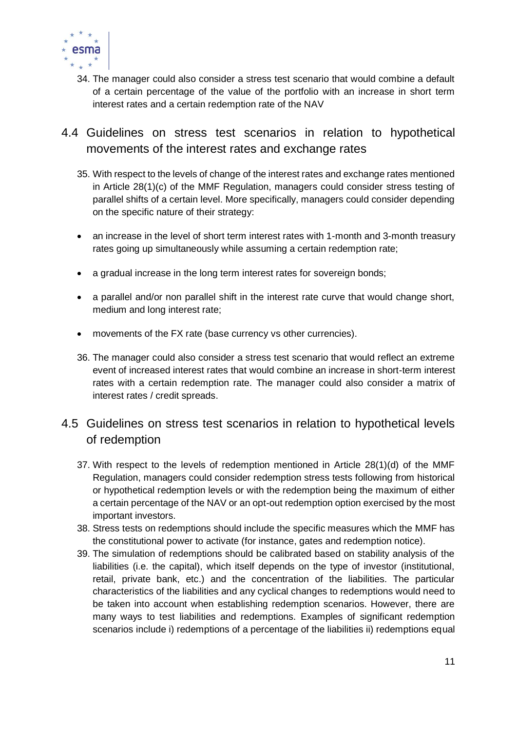34. The manager could also consider a stress test scenario that would combine a default of a certain percentage of the value of the portfolio with an increase in short term interest rates and a certain redemption rate of the NAV

## 4.4 Guidelines on stress test scenarios in relation to hypothetical movements of the interest rates and exchange rates

35. With respect to the levels of change of the interest rates and exchange rates mentioned in Article 28(1)(c) of the MMF Regulation, managers could consider stress testing of parallel shifts of a certain level. More specifically, managers could consider depending on the specific nature of their strategy:

- an increase in the level of short term interest rates with 1-month and 3-month treasury rates going up simultaneously while assuming a certain redemption rate;
- a gradual increase in the long term interest rates for sovereign bonds;
- a parallel and/or non parallel shift in the interest rate curve that would change short, medium and long interest rate;
- movements of the FX rate (base currency vs other currencies).

36. The manager could also consider a stress test scenario that would reflect an extreme event of increased interest rates that would combine an increase in short-term interest rates with a certain redemption rate. The manager could also consider a matrix of interest rates / credit spreads.

## 4.5 Guidelines on stress test scenarios in relation to hypothetical levels of redemption

37. With respect to the levels of redemption mentioned in Article 28(1)(d) of the MMF Regulation, managers could consider redemption stress tests following from historical or hypothetical redemption levels or with the redemption being the maximum of either a certain percentage of the NAV or an opt-out redemption option exercised by the most important investors.
38. Stress tests on redemptions should include the specific measures which the MMF has the constitutional power to activate (for instance, gates and redemption notice).
39. The simulation of redemptions should be calibrated based on stability analysis of the liabilities (i.e. the capital), which itself depends on the type of investor (institutional, retail, private bank, etc.) and the concentration of the liabilities. The particular characteristics of the liabilities and any cyclical changes to redemptions would need to be taken into account when establishing redemption scenarios. However, there are many ways to test liabilities and redemptions. Examples of significant redemption scenarios include i) redemptions of a percentage of the liabilities ii) redemptions equal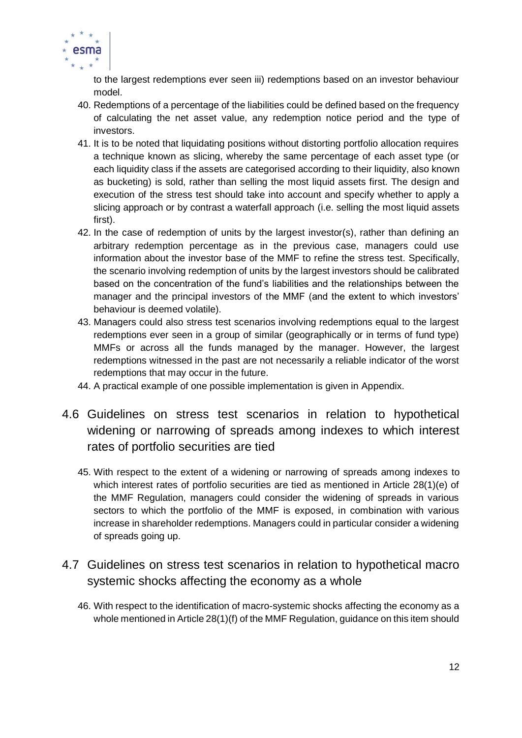to the largest redemptions ever seen iii) redemptions based on an investor behaviour model.

40. Redemptions of a percentage of the liabilities could be defined based on the frequency of calculating the net asset value, any redemption notice period and the type of investors.
41. It is to be noted that liquidating positions without distorting portfolio allocation requires a technique known as slicing, whereby the same percentage of each asset type (or each liquidity class if the assets are categorised according to their liquidity, also known as bucketing) is sold, rather than selling the most liquid assets first. The design and execution of the stress test should take into account and specify whether to apply a slicing approach or by contrast a waterfall approach (i.e. selling the most liquid assets first).
42. In the case of redemption of units by the largest investor(s), rather than defining an arbitrary redemption percentage as in the previous case, managers could use information about the investor base of the MMF to refine the stress test. Specifically, the scenario involving redemption of units by the largest investors should be calibrated based on the concentration of the fund's liabilities and the relationships between the manager and the principal investors of the MMF (and the extent to which investors' behaviour is deemed volatile).
43. Managers could also stress test scenarios involving redemptions equal to the largest redemptions ever seen in a group of similar (geographically or in terms of fund type) MMFs or across all the funds managed by the manager. However, the largest redemptions witnessed in the past are not necessarily a reliable indicator of the worst redemptions that may occur in the future.
44. A practical example of one possible implementation is given in Appendix.

## 4.6 Guidelines on stress test scenarios in relation to hypothetical widening or narrowing of spreads among indexes to which interest rates of portfolio securities are tied

45. With respect to the extent of a widening or narrowing of spreads among indexes to which interest rates of portfolio securities are tied as mentioned in Article 28(1)(e) of the MMF Regulation, managers could consider the widening of spreads in various sectors to which the portfolio of the MMF is exposed, in combination with various increase in shareholder redemptions. Managers could in particular consider a widening of spreads going up.

## 4.7 Guidelines on stress test scenarios in relation to hypothetical macro systemic shocks affecting the economy as a whole

46. With respect to the identification of macro-systemic shocks affecting the economy as a whole mentioned in Article 28(1)(f) of the MMF Regulation, guidance on this item should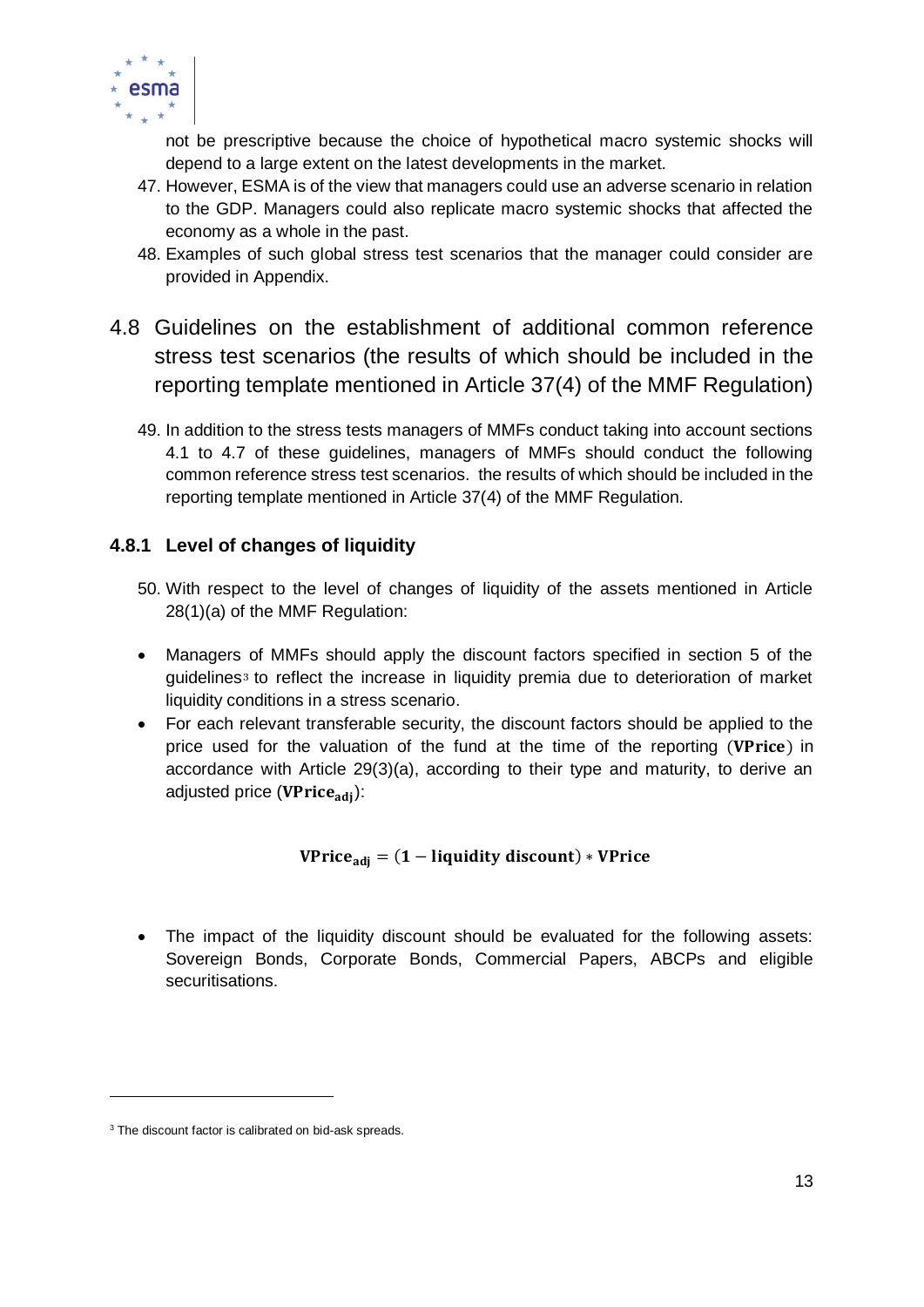not be prescriptive because the choice of hypothetical macro systemic shocks will depend to a large extent on the latest developments in the market.

47. However, ESMA is of the view that managers could use an adverse scenario in relation to the GDP. Managers could also replicate macro systemic shocks that affected the economy as a whole in the past.
48. Examples of such global stress test scenarios that the manager could consider are provided in Appendix.

## 4.8 Guidelines on the establishment of additional common reference stress test scenarios (the results of which should be included in the reporting template mentioned in Article 37(4) of the MMF Regulation)

49. In addition to the stress tests managers of MMFs conduct taking into account sections 4.1 to 4.7 of these guidelines, managers of MMFs should conduct the following common reference stress test scenarios. the results of which should be included in the reporting template mentioned in Article 37(4) of the MMF Regulation.

### 4.8.1 Level of changes of liquidity

50. With respect to the level of changes of liquidity of the assets mentioned in Article 28(1)(a) of the MMF Regulation:

- Managers of MMFs should apply the discount factors specified in section 5 of the guidelines[3] to reflect the increase in liquidity premia due to deterioration of market liquidity conditions in a stress scenario.
- For each relevant transferable security, the discount factors should be applied to the price used for the valuation of the fund at the time of the reporting ($\mathbf{VPrice}$) in accordance with Article 29(3)(a), according to their type and maturity, to derive an adjusted price ($\mathbf{VPrice_{adj}}$):

$$\mathbf{VPrice_{adj}} = (\mathbf{1} - \mathbf{liquidity\ discount}) * \mathbf{VPrice}$$

- The impact of the liquidity discount should be evaluated for the following assets: Sovereign Bonds, Corporate Bonds, Commercial Papers, ABCPs and eligible securitisations.

[3] The discount factor is calibrated on bid-ask spreads.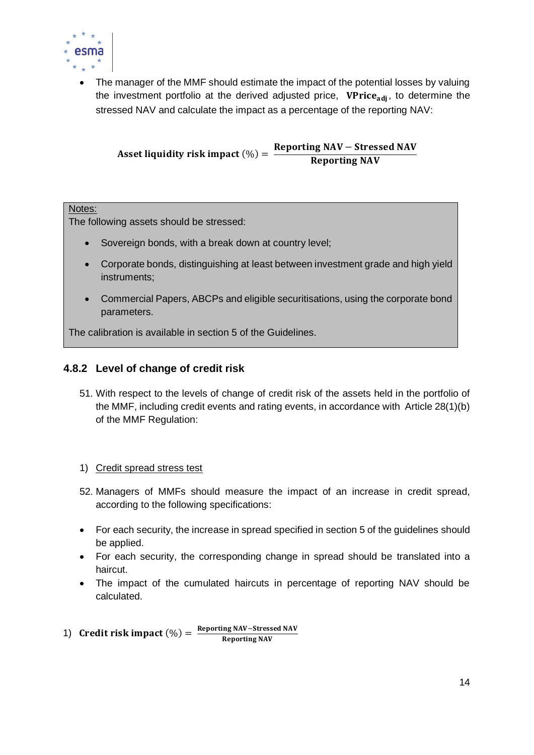- The manager of the MMF should estimate the impact of the potential losses by valuing the investment portfolio at the derived adjusted price, $\mathbf{VPrice_{adj}}$, to determine the stressed NAV and calculate the impact as a percentage of the reporting NAV:

$$\textbf{Asset liquidity risk impact } (\%) = \frac{\textbf{Reporting NAV} - \textbf{Stressed NAV}}{\textbf{Reporting NAV}}$$

> Notes:
>
> The following assets should be stressed:
>
> - Sovereign bonds, with a break down at country level;
> - Corporate bonds, distinguishing at least between investment grade and high yield instruments;
> - Commercial Papers, ABCPs and eligible securitisations, using the corporate bond parameters.
>
> The calibration is available in section 5 of the Guidelines.

### 4.8.2 Level of change of credit risk

51. With respect to the levels of change of credit risk of the assets held in the portfolio of the MMF, including credit events and rating events, in accordance with Article 28(1)(b) of the MMF Regulation:

1) Credit spread stress test

52. Managers of MMFs should measure the impact of an increase in credit spread, according to the following specifications:

- For each security, the increase in spread specified in section 5 of the guidelines should be applied.
- For each security, the corresponding change in spread should be translated into a haircut.
- The impact of the cumulated haircuts in percentage of reporting NAV should be calculated.

1) $\textbf{Credit risk impact } (\%) = \frac{\textbf{Reporting NAV} - \textbf{Stressed NAV}}{\textbf{Reporting NAV}}$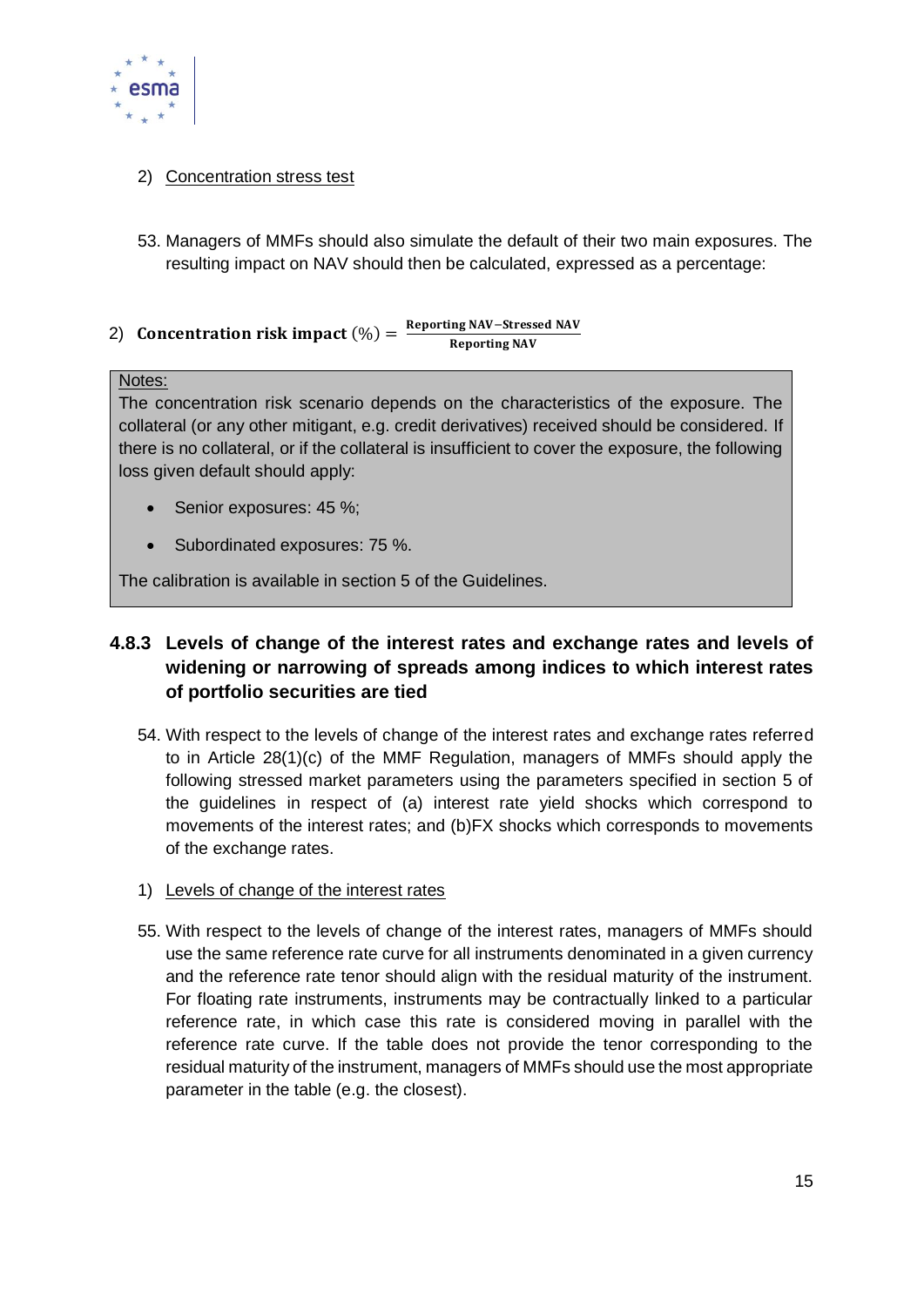2) Concentration stress test

53. Managers of MMFs should also simulate the default of their two main exposures. The resulting impact on NAV should then be calculated, expressed as a percentage:

2) $$\textbf{Concentration risk impact } (\%) = \frac{\textbf{Reporting NAV} - \textbf{Stressed NAV}}{\textbf{Reporting NAV}}$$

> Notes:
>
> The concentration risk scenario depends on the characteristics of the exposure. The collateral (or any other mitigant, e.g. credit derivatives) received should be considered. If there is no collateral, or if the collateral is insufficient to cover the exposure, the following loss given default should apply:
>
> - Senior exposures: 45 %;
> - Subordinated exposures: 75 %.
>
> The calibration is available in section 5 of the Guidelines.

### 4.8.3 Levels of change of the interest rates and exchange rates and levels of widening or narrowing of spreads among indices to which interest rates of portfolio securities are tied

54. With respect to the levels of change of the interest rates and exchange rates referred to in Article 28(1)(c) of the MMF Regulation, managers of MMFs should apply the following stressed market parameters using the parameters specified in section 5 of the guidelines in respect of (a) interest rate yield shocks which correspond to movements of the interest rates; and (b)FX shocks which corresponds to movements of the exchange rates.

1) Levels of change of the interest rates

55. With respect to the levels of change of the interest rates, managers of MMFs should use the same reference rate curve for all instruments denominated in a given currency and the reference rate tenor should align with the residual maturity of the instrument. For floating rate instruments, instruments may be contractually linked to a particular reference rate, in which case this rate is considered moving in parallel with the reference rate curve. If the table does not provide the tenor corresponding to the residual maturity of the instrument, managers of MMFs should use the most appropriate parameter in the table (e.g. the closest).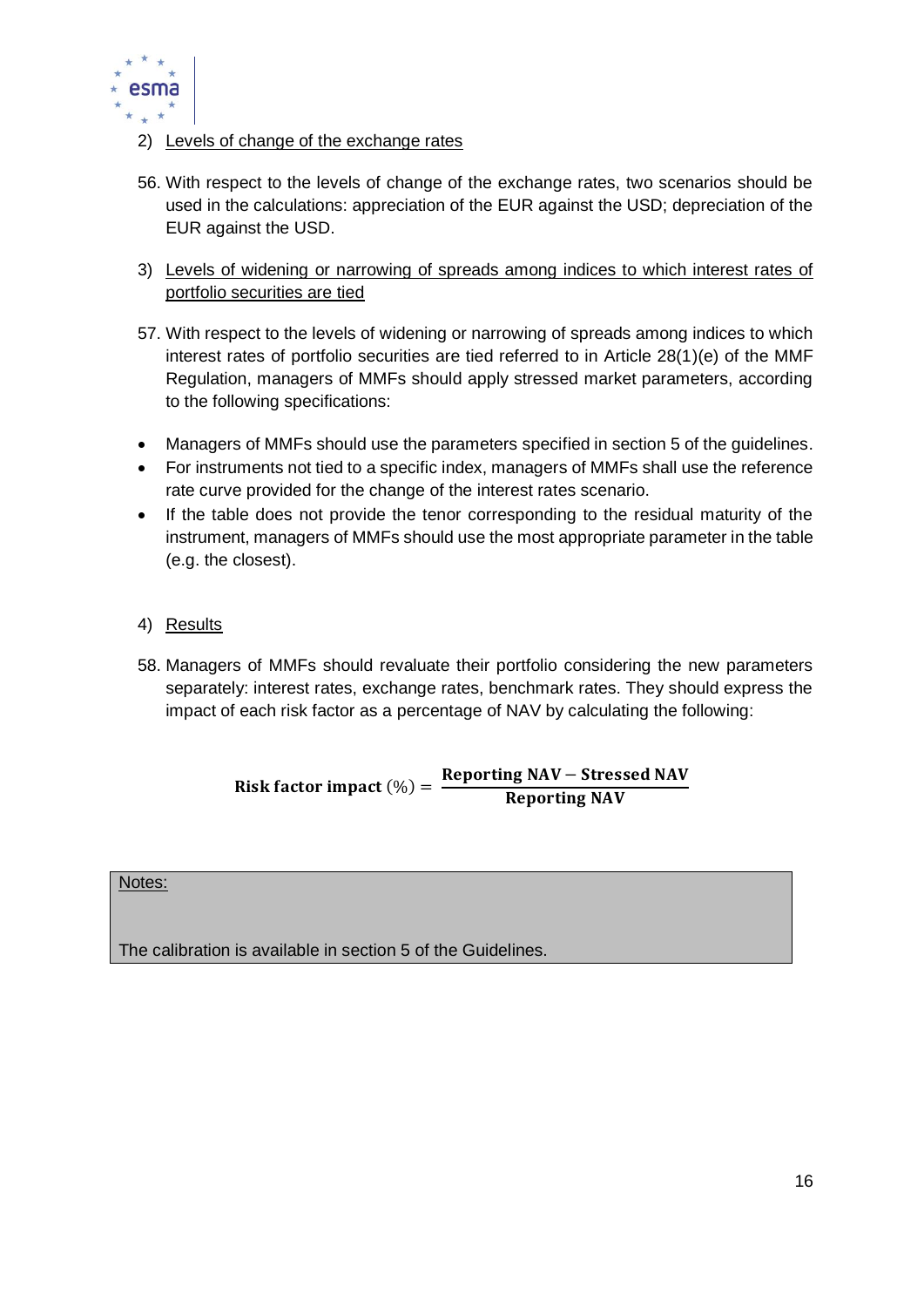2) Levels of change of the exchange rates

56. With respect to the levels of change of the exchange rates, two scenarios should be used in the calculations: appreciation of the EUR against the USD; depreciation of the EUR against the USD.

3) Levels of widening or narrowing of spreads among indices to which interest rates of portfolio securities are tied

57. With respect to the levels of widening or narrowing of spreads among indices to which interest rates of portfolio securities are tied referred to in Article 28(1)(e) of the MMF Regulation, managers of MMFs should apply stressed market parameters, according to the following specifications:

- Managers of MMFs should use the parameters specified in section 5 of the guidelines.
- For instruments not tied to a specific index, managers of MMFs shall use the reference rate curve provided for the change of the interest rates scenario.
- If the table does not provide the tenor corresponding to the residual maturity of the instrument, managers of MMFs should use the most appropriate parameter in the table (e.g. the closest).

4) Results

58. Managers of MMFs should revaluate their portfolio considering the new parameters separately: interest rates, exchange rates, benchmark rates. They should express the impact of each risk factor as a percentage of NAV by calculating the following:

$$\textbf{Risk factor impact}\ (\%) = \frac{\textbf{Reporting NAV} - \textbf{Stressed NAV}}{\textbf{Reporting NAV}}$$

| Notes: |
|---|
| The calibration is available in section 5 of the Guidelines. |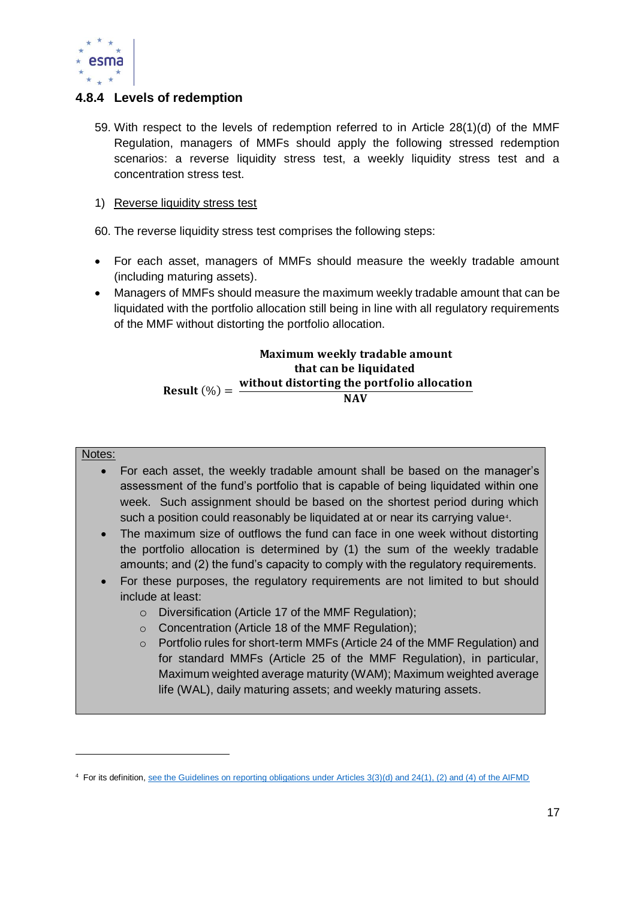### 4.8.4 Levels of redemption

59. With respect to the levels of redemption referred to in Article 28(1)(d) of the MMF Regulation, managers of MMFs should apply the following stressed redemption scenarios: a reverse liquidity stress test, a weekly liquidity stress test and a concentration stress test.

1) Reverse liquidity stress test

60. The reverse liquidity stress test comprises the following steps:

- For each asset, managers of MMFs should measure the weekly tradable amount (including maturing assets).
- Managers of MMFs should measure the maximum weekly tradable amount that can be liquidated with the portfolio allocation still being in line with all regulatory requirements of the MMF without distorting the portfolio allocation.

$$\textbf{Result}\ (\%) = \frac{\begin{array}{c}\textbf{Maximum weekly tradable amount} \\ \textbf{that can be liquidated} \\ \textbf{without distorting the portfolio allocation}\end{array}}{\textbf{NAV}}$$

> Notes:
>
> - For each asset, the weekly tradable amount shall be based on the manager's assessment of the fund's portfolio that is capable of being liquidated within one week. Such assignment should be based on the shortest period during which such a position could reasonably be liquidated at or near its carrying value[4].
> - The maximum size of outflows the fund can face in one week without distorting the portfolio allocation is determined by (1) the sum of the weekly tradable amounts; and (2) the fund's capacity to comply with the regulatory requirements.
> - For these purposes, the regulatory requirements are not limited to but should include at least:
>   - Diversification (Article 17 of the MMF Regulation);
>   - Concentration (Article 18 of the MMF Regulation);
>   - Portfolio rules for short-term MMFs (Article 24 of the MMF Regulation) and for standard MMFs (Article 25 of the MMF Regulation), in particular, Maximum weighted average maturity (WAM); Maximum weighted average life (WAL), daily maturing assets; and weekly maturing assets.

[4] For its definition, see the Guidelines on reporting obligations under Articles 3(3)(d) and 24(1), (2) and (4) of the AIFMD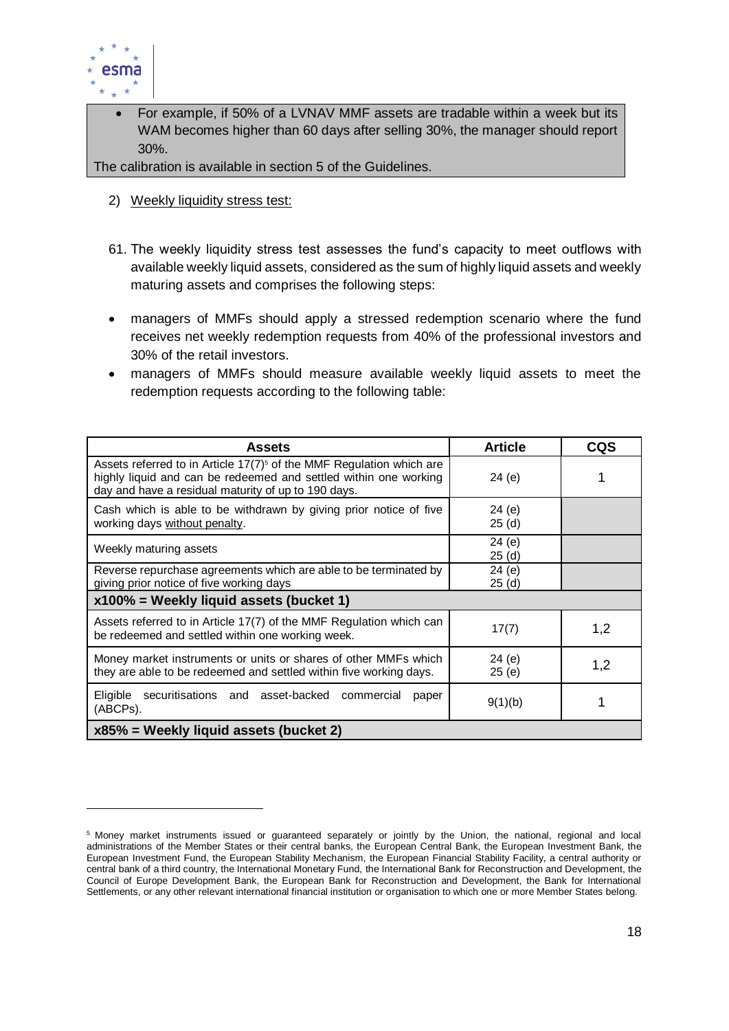> - For example, if 50% of a LVNAV MMF assets are tradable within a week but its WAM becomes higher than 60 days after selling 30%, the manager should report 30%.
>
> The calibration is available in section 5 of the Guidelines.

2) Weekly liquidity stress test:

61. The weekly liquidity stress test assesses the fund's capacity to meet outflows with available weekly liquid assets, considered as the sum of highly liquid assets and weekly maturing assets and comprises the following steps:

- managers of MMFs should apply a stressed redemption scenario where the fund receives net weekly redemption requests from 40% of the professional investors and 30% of the retail investors.
- managers of MMFs should measure available weekly liquid assets to meet the redemption requests according to the following table:

| Assets | Article | CQS |
|---|---|---|
| Assets referred to in Article 17(7)[5] of the MMF Regulation which are highly liquid and can be redeemed and settled within one working day and have a residual maturity of up to 190 days. | 24 (e) | 1 |
| Cash which is able to be withdrawn by giving prior notice of five working days without penalty. | 24 (e)<br>25 (d) | |
| Weekly maturing assets | 24 (e)<br>25 (d) | |
| Reverse repurchase agreements which are able to be terminated by giving prior notice of five working days | 24 (e)<br>25 (d) | |
| **x100% = Weekly liquid assets (bucket 1)** | | |
| Assets referred to in Article 17(7) of the MMF Regulation which can be redeemed and settled within one working week. | 17(7) | 1,2 |
| Money market instruments or units or shares of other MMFs which they are able to be redeemed and settled within five working days. | 24 (e)<br>25 (e) | 1,2 |
| Eligible securitisations and asset-backed commercial paper (ABCPs). | 9(1)(b) | 1 |
| **x85% = Weekly liquid assets (bucket 2)** | | |

[5] Money market instruments issued or guaranteed separately or jointly by the Union, the national, regional and local administrations of the Member States or their central banks, the European Central Bank, the European Investment Bank, the European Investment Fund, the European Stability Mechanism, the European Financial Stability Facility, a central authority or central bank of a third country, the International Monetary Fund, the International Bank for Reconstruction and Development, the Council of Europe Development Bank, the European Bank for Reconstruction and Development, the Bank for International Settlements, or any other relevant international financial institution or organisation to which one or more Member States belong.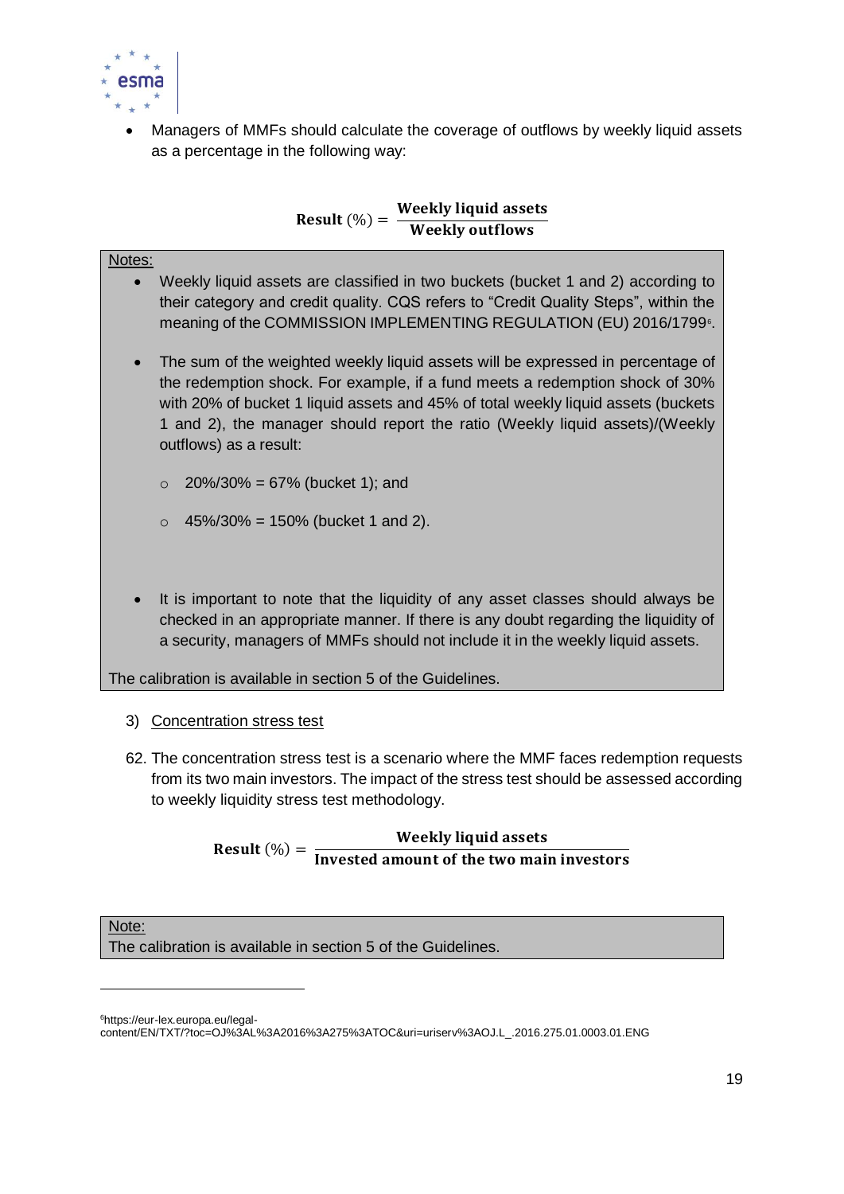- Managers of MMFs should calculate the coverage of outflows by weekly liquid assets as a percentage in the following way:

$$\textbf{Result}\ (\%) = \frac{\textbf{Weekly liquid assets}}{\textbf{Weekly outflows}}$$

Notes:

- Weekly liquid assets are classified in two buckets (bucket 1 and 2) according to their category and credit quality. CQS refers to "Credit Quality Steps", within the meaning of the COMMISSION IMPLEMENTING REGULATION (EU) 2016/1799[6].

- The sum of the weighted weekly liquid assets will be expressed in percentage of the redemption shock. For example, if a fund meets a redemption shock of 30% with 20% of bucket 1 liquid assets and 45% of total weekly liquid assets (buckets 1 and 2), the manager should report the ratio (Weekly liquid assets)/(Weekly outflows) as a result:

  - 20%/30% = 67% (bucket 1); and

  - 45%/30% = 150% (bucket 1 and 2).

- It is important to note that the liquidity of any asset classes should always be checked in an appropriate manner. If there is any doubt regarding the liquidity of a security, managers of MMFs should not include it in the weekly liquid assets.

The calibration is available in section 5 of the Guidelines.

3) Concentration stress test

62. The concentration stress test is a scenario where the MMF faces redemption requests from its two main investors. The impact of the stress test should be assessed according to weekly liquidity stress test methodology.

$$\textbf{Result}\ (\%) = \frac{\textbf{Weekly liquid assets}}{\textbf{Invested amount of the two main investors}}$$

Note:
The calibration is available in section 5 of the Guidelines.

[6] https://eur-lex.europa.eu/legal-content/EN/TXT/?toc=OJ%3AL%3A2016%3A275%3ATOC&uri=uriserv%3AOJ.L_.2016.275.01.0003.01.ENG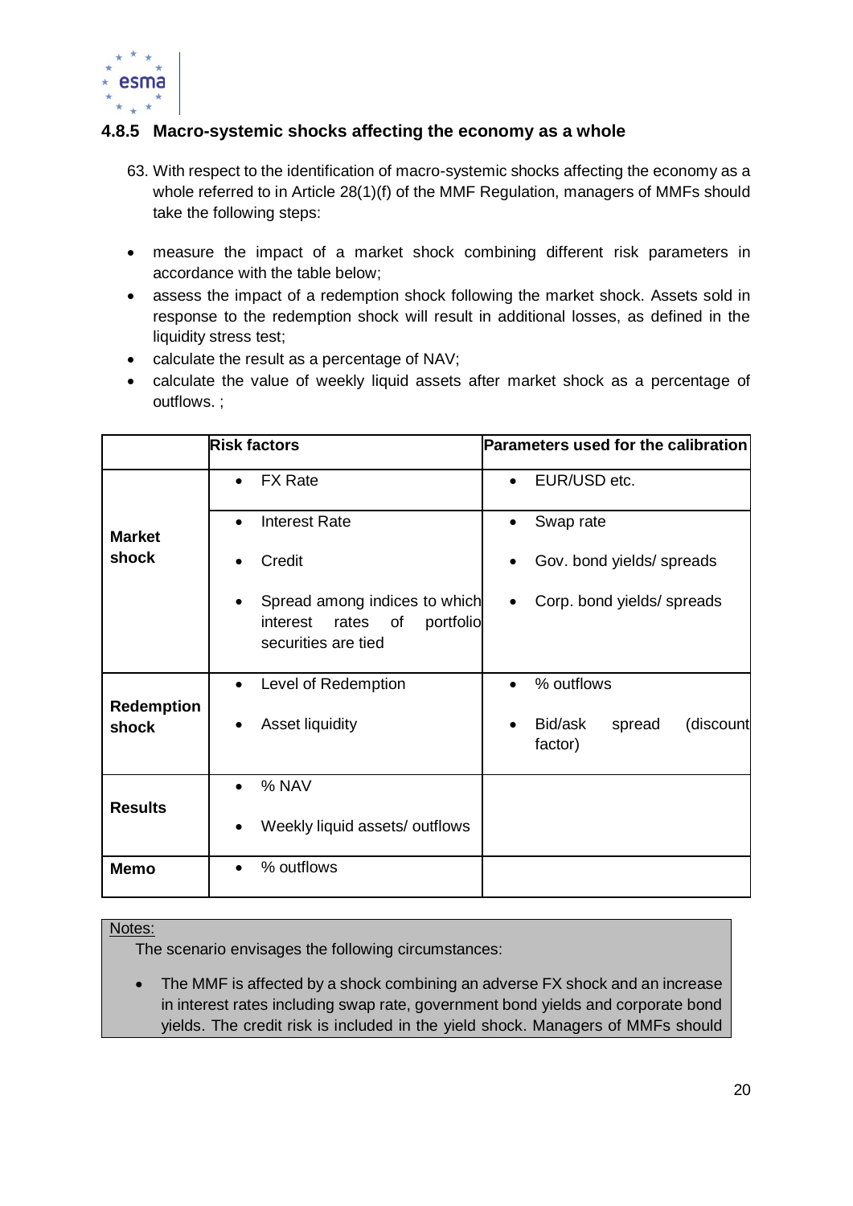### 4.8.5 Macro-systemic shocks affecting the economy as a whole

63. With respect to the identification of macro-systemic shocks affecting the economy as a whole referred to in Article 28(1)(f) of the MMF Regulation, managers of MMFs should take the following steps:

- measure the impact of a market shock combining different risk parameters in accordance with the table below;
- assess the impact of a redemption shock following the market shock. Assets sold in response to the redemption shock will result in additional losses, as defined in the liquidity stress test;
- calculate the result as a percentage of NAV;
- calculate the value of weekly liquid assets after market shock as a percentage of outflows. ;

| | Risk factors | Parameters used for the calibration |
|---|---|---|
| **Market shock** | • FX Rate | • EUR/USD etc. |
| | • Interest Rate<br>• Credit<br>• Spread among indices to which interest rates of portfolio securities are tied | • Swap rate<br>• Gov. bond yields/ spreads<br>• Corp. bond yields/ spreads |
| **Redemption shock** | • Level of Redemption<br>• Asset liquidity | • % outflows<br>• Bid/ask spread (discount factor) |
| **Results** | • % NAV<br>• Weekly liquid assets/ outflows | |
| **Memo** | • % outflows | |

Notes:

The scenario envisages the following circumstances:

- The MMF is affected by a shock combining an adverse FX shock and an increase in interest rates including swap rate, government bond yields and corporate bond yields. The credit risk is included in the yield shock. Managers of MMFs should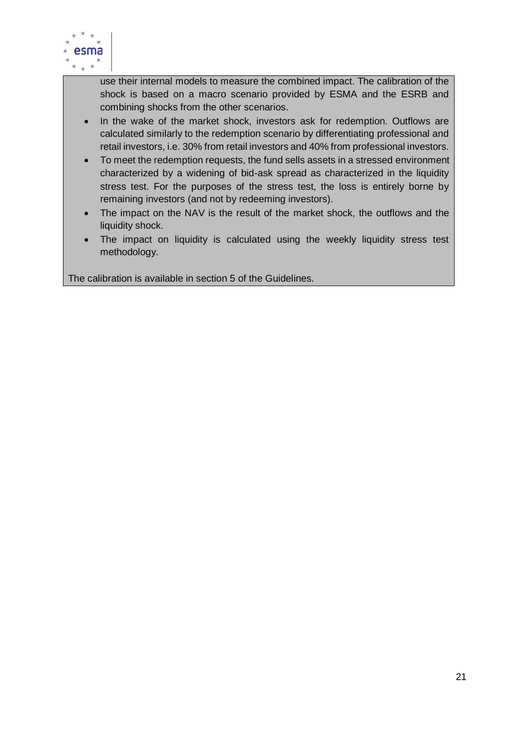use their internal models to measure the combined impact. The calibration of the shock is based on a macro scenario provided by ESMA and the ESRB and combining shocks from the other scenarios.

- In the wake of the market shock, investors ask for redemption. Outflows are calculated similarly to the redemption scenario by differentiating professional and retail investors, i.e. 30% from retail investors and 40% from professional investors.
- To meet the redemption requests, the fund sells assets in a stressed environment characterized by a widening of bid-ask spread as characterized in the liquidity stress test. For the purposes of the stress test, the loss is entirely borne by remaining investors (and not by redeeming investors).
- The impact on the NAV is the result of the market shock, the outflows and the liquidity shock.
- The impact on liquidity is calculated using the weekly liquidity stress test methodology.

The calibration is available in section 5 of the Guidelines.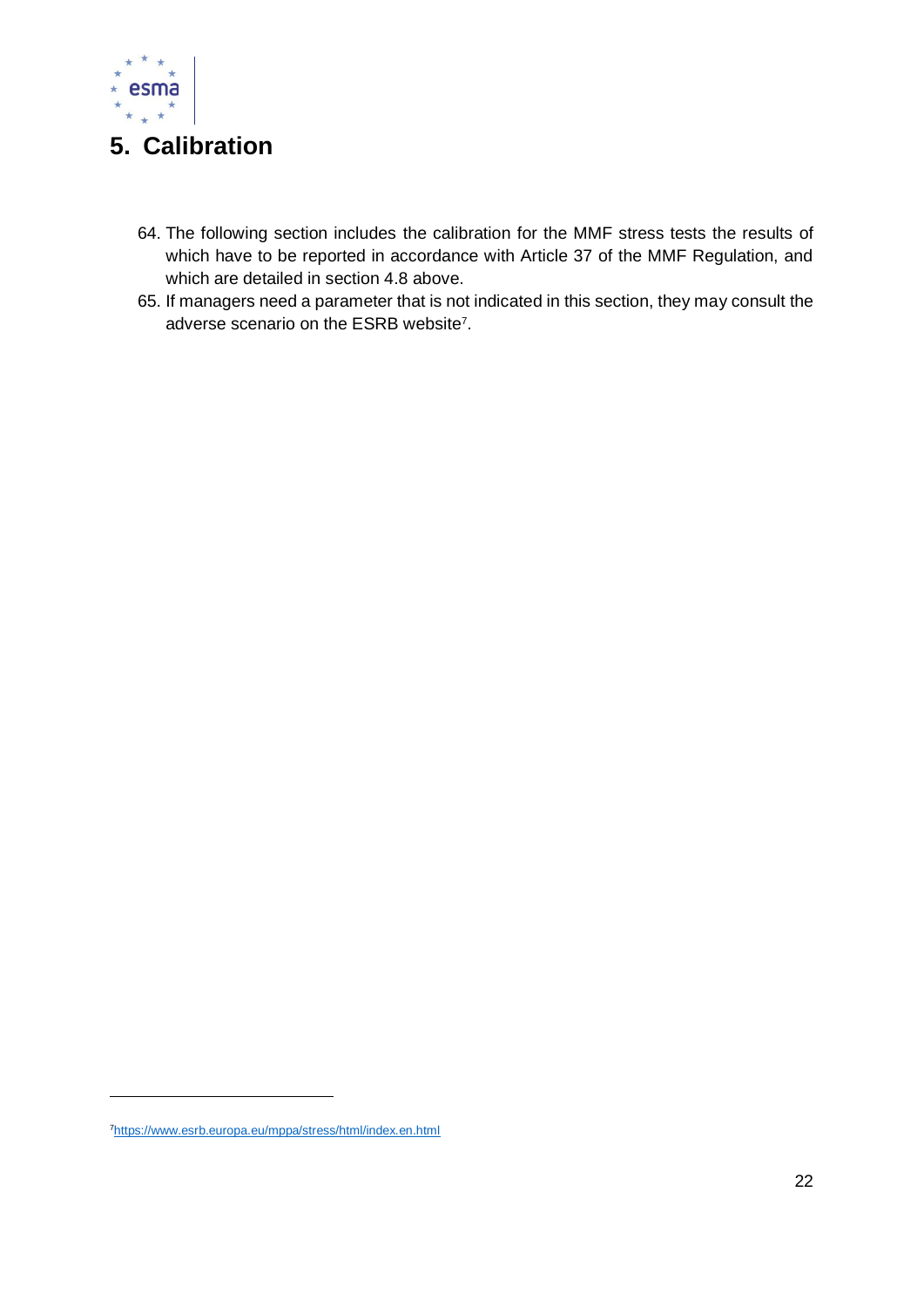# 5. Calibration

64. The following section includes the calibration for the MMF stress tests the results of which have to be reported in accordance with Article 37 of the MMF Regulation, and which are detailed in section 4.8 above.
65. If managers need a parameter that is not indicated in this section, they may consult the adverse scenario on the ESRB website[7].

[7] https://www.esrb.europa.eu/mppa/stress/html/index.en.html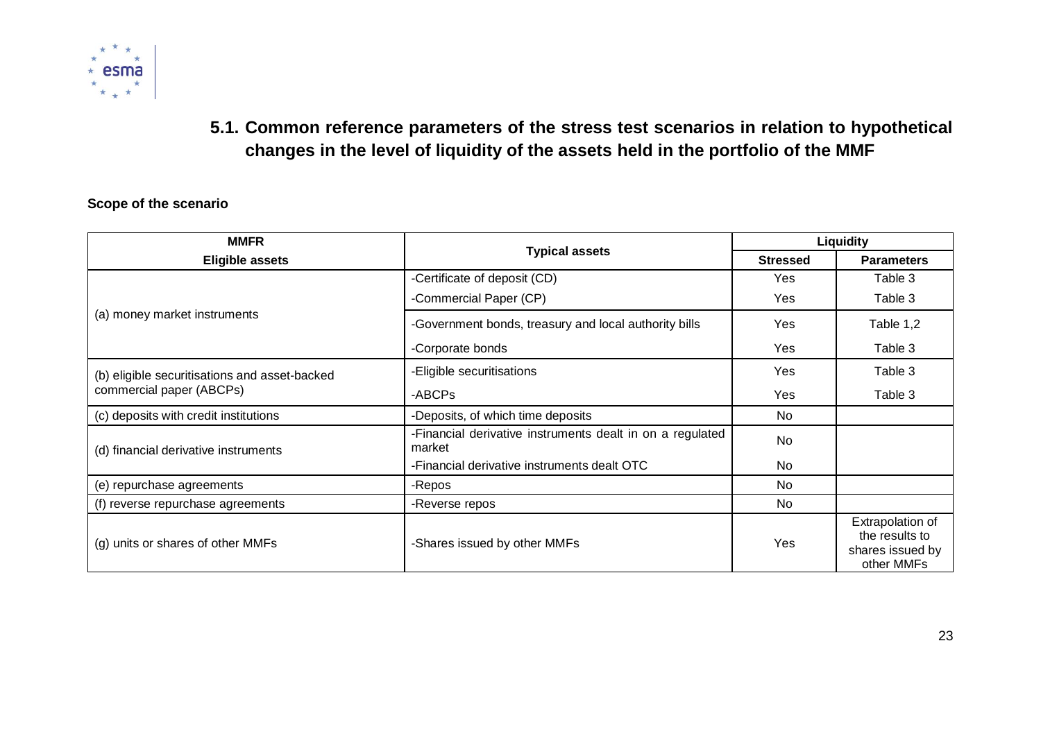### 5.1. Common reference parameters of the stress test scenarios in relation to hypothetical changes in the level of liquidity of the assets held in the portfolio of the MMF

**Scope of the scenario**

| MMFR Eligible assets | Typical assets | Liquidity | |
|---|---|---|---|
| | | **Stressed** | **Parameters** |
| (a) money market instruments | -Certificate of deposit (CD) | Yes | Table 3 |
| | -Commercial Paper (CP) | Yes | Table 3 |
| | -Government bonds, treasury and local authority bills | Yes | Table 1,2 |
| | -Corporate bonds | Yes | Table 3 |
| (b) eligible securitisations and asset-backed commercial paper (ABCPs) | -Eligible securitisations | Yes | Table 3 |
| | -ABCPs | Yes | Table 3 |
| (c) deposits with credit institutions | -Deposits, of which time deposits | No | |
| (d) financial derivative instruments | -Financial derivative instruments dealt in on a regulated market | No | |
| | -Financial derivative instruments dealt OTC | No | |
| (e) repurchase agreements | -Repos | No | |
| (f) reverse repurchase agreements | -Reverse repos | No | |
| (g) units or shares of other MMFs | -Shares issued by other MMFs | Yes | Extrapolation of the results to shares issued by other MMFs |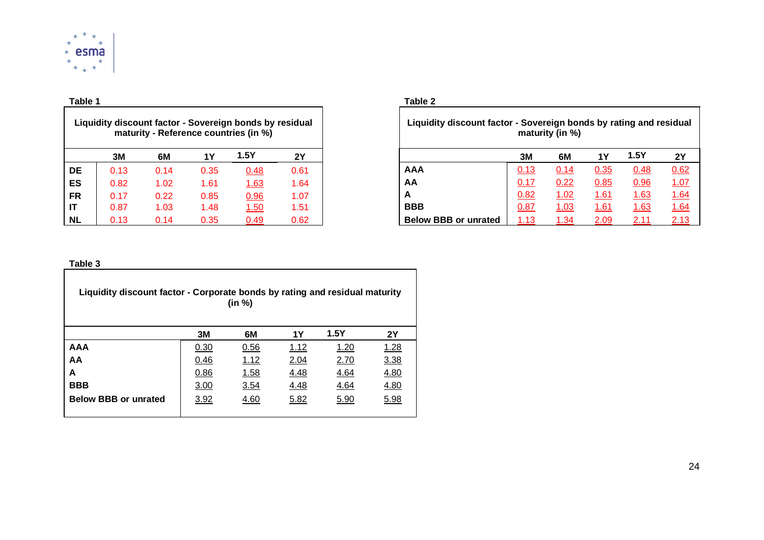**Table 1**

| Liquidity discount factor - Sovereign bonds by residual maturity - Reference countries (in %) | | | | | |
|---|---|---|---|---|---|
| | 3M | 6M | 1Y | 1.5Y | 2Y |
| DE | 0.13 | 0.14 | 0.35 | 0.48 | 0.61 |
| ES | 0.82 | 1.02 | 1.61 | 1.63 | 1.64 |
| FR | 0.17 | 0.22 | 0.85 | 0.96 | 1.07 |
| IT | 0.87 | 1.03 | 1.48 | 1.50 | 1.51 |
| NL | 0.13 | 0.14 | 0.35 | 0.49 | 0.62 |

**Table 2**

| Liquidity discount factor - Sovereign bonds by rating and residual maturity (in %) | | | | | |
|---|---|---|---|---|---|
| | 3M | 6M | 1Y | 1.5Y | 2Y |
| AAA | 0.13 | 0.14 | 0.35 | 0.48 | 0.62 |
| AA | 0.17 | 0.22 | 0.85 | 0.96 | 1.07 |
| A | 0.82 | 1.02 | 1.61 | 1.63 | 1.64 |
| BBB | 0.87 | 1.03 | 1.61 | 1.63 | 1.64 |
| Below BBB or unrated | 1.13 | 1.34 | 2.09 | 2.11 | 2.13 |

**Table 3**

| Liquidity discount factor - Corporate bonds by rating and residual maturity (in %) | | | | | |
|---|---|---|---|---|---|
| | 3M | 6M | 1Y | 1.5Y | 2Y |
| AAA | 0.30 | 0.56 | 1.12 | 1.20 | 1.28 |
| AA | 0.46 | 1.12 | 2.04 | 2.70 | 3.38 |
| A | 0.86 | 1.58 | 4.48 | 4.64 | 4.80 |
| BBB | 3.00 | 3.54 | 4.48 | 4.64 | 4.80 |
| Below BBB or unrated | 3.92 | 4.60 | 5.82 | 5.90 | 5.98 |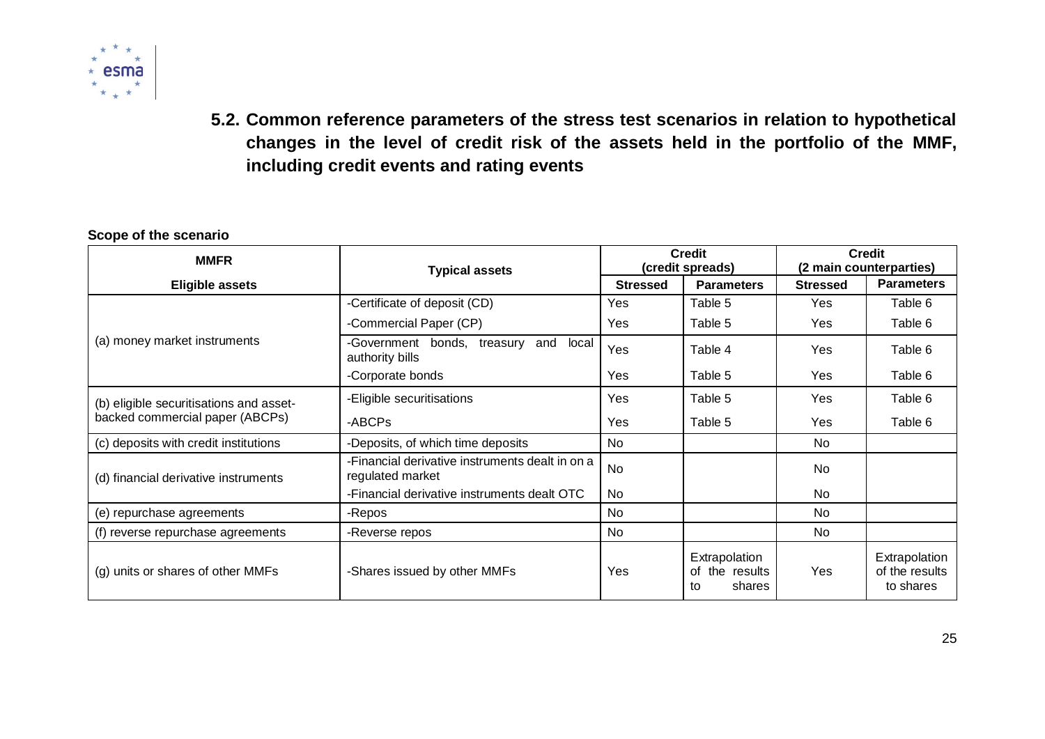### 5.2. Common reference parameters of the stress test scenarios in relation to hypothetical changes in the level of credit risk of the assets held in the portfolio of the MMF, including credit events and rating events

**Scope of the scenario**

| MMFR | Typical assets | Credit (credit spreads) | | Credit (2 main counterparties) | |
|---|---|---|---|---|---|
| Eligible assets | | Stressed | Parameters | Stressed | Parameters |
| (a) money market instruments | -Certificate of deposit (CD) | Yes | Table 5 | Yes | Table 6 |
| | -Commercial Paper (CP) | Yes | Table 5 | Yes | Table 6 |
| | -Government bonds, treasury and local authority bills | Yes | Table 4 | Yes | Table 6 |
| | -Corporate bonds | Yes | Table 5 | Yes | Table 6 |
| (b) eligible securitisations and asset-backed commercial paper (ABCPs) | -Eligible securitisations | Yes | Table 5 | Yes | Table 6 |
| | -ABCPs | Yes | Table 5 | Yes | Table 6 |
| (c) deposits with credit institutions | -Deposits, of which time deposits | No | | No | |
| (d) financial derivative instruments | -Financial derivative instruments dealt in on a regulated market | No | | No | |
| | -Financial derivative instruments dealt OTC | No | | No | |
| (e) repurchase agreements | -Repos | No | | No | |
| (f) reverse repurchase agreements | -Reverse repos | No | | No | |
| (g) units or shares of other MMFs | -Shares issued by other MMFs | Yes | Extrapolation of the results to shares | Yes | Extrapolation of the results to shares |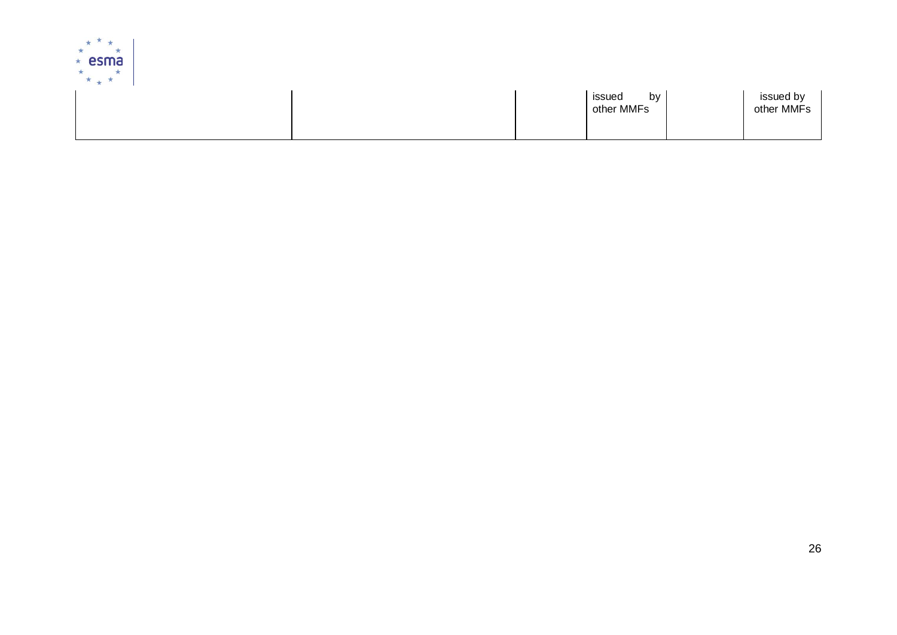| | | | | | |
|---|---|---|---|---|---|
| | | | issued by other MMFs | | issued by other MMFs |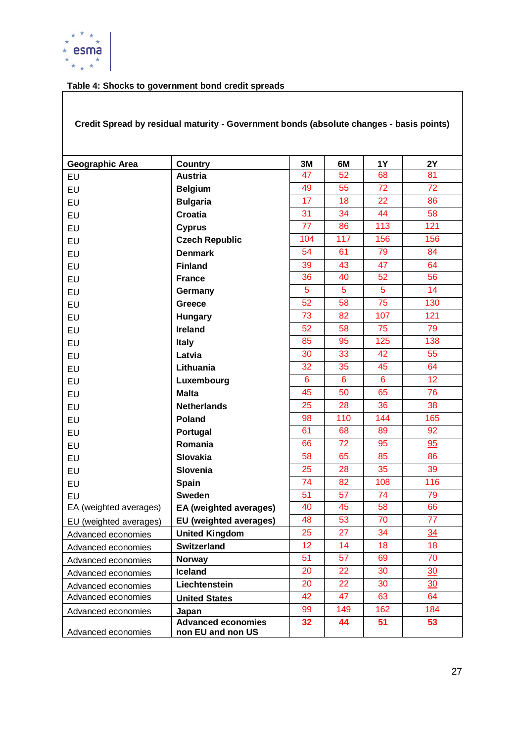**Table 4: Shocks to government bond credit spreads**

| Credit Spread by residual maturity - Government bonds (absolute changes - basis points) | | | | | |
|---|---|---|---|---|---|
| **Geographic Area** | **Country** | **3M** | **6M** | **1Y** | **2Y** |
| EU | **Austria** | 47 | 52 | 68 | 81 |
| EU | **Belgium** | 49 | 55 | 72 | 72 |
| EU | **Bulgaria** | 17 | 18 | 22 | 86 |
| EU | **Croatia** | 31 | 34 | 44 | 58 |
| EU | **Cyprus** | 77 | 86 | 113 | 121 |
| EU | **Czech Republic** | 104 | 117 | 156 | 156 |
| EU | **Denmark** | 54 | 61 | 79 | 84 |
| EU | **Finland** | 39 | 43 | 47 | 64 |
| EU | **France** | 36 | 40 | 52 | 56 |
| EU | **Germany** | 5 | 5 | 5 | 14 |
| EU | **Greece** | 52 | 58 | 75 | 130 |
| EU | **Hungary** | 73 | 82 | 107 | 121 |
| EU | **Ireland** | 52 | 58 | 75 | 79 |
| EU | **Italy** | 85 | 95 | 125 | 138 |
| EU | **Latvia** | 30 | 33 | 42 | 55 |
| EU | **Lithuania** | 32 | 35 | 45 | 64 |
| EU | **Luxembourg** | 6 | 6 | 6 | 12 |
| EU | **Malta** | 45 | 50 | 65 | 76 |
| EU | **Netherlands** | 25 | 28 | 36 | 38 |
| EU | **Poland** | 98 | 110 | 144 | 165 |
| EU | **Portugal** | 61 | 68 | 89 | 92 |
| EU | **Romania** | 66 | 72 | 95 | 95 |
| EU | **Slovakia** | 58 | 65 | 85 | 86 |
| EU | **Slovenia** | 25 | 28 | 35 | 39 |
| EU | **Spain** | 74 | 82 | 108 | 116 |
| EU | **Sweden** | 51 | 57 | 74 | 79 |
| EA (weighted averages) | **EA (weighted averages)** | 40 | 45 | 58 | 66 |
| EU (weighted averages) | **EU (weighted averages)** | 48 | 53 | 70 | 77 |
| Advanced economies | **United Kingdom** | 25 | 27 | 34 | 34 |
| Advanced economies | **Switzerland** | 12 | 14 | 18 | 18 |
| Advanced economies | **Norway** | 51 | 57 | 69 | 70 |
| Advanced economies | **Iceland** | 20 | 22 | 30 | 30 |
| Advanced economies | **Liechtenstein** | 20 | 22 | 30 | 30 |
| Advanced economies | **United States** | 42 | 47 | 63 | 64 |
| Advanced economies | **Japan** | 99 | 149 | 162 | 184 |
| Advanced economies | **Advanced economies non EU and non US** | **32** | **44** | **51** | **53** |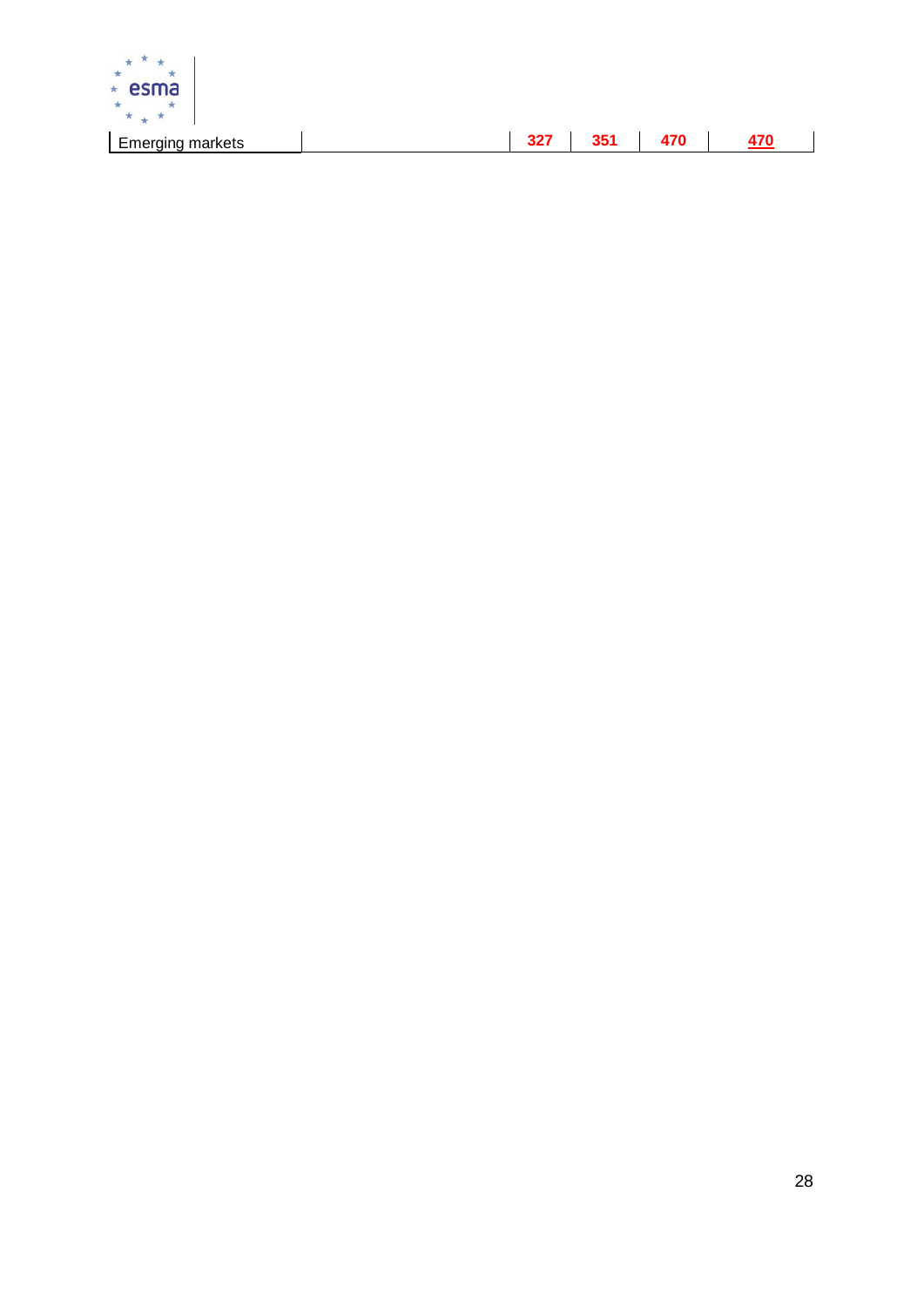| Emerging markets | | 327 | 351 | 470 | 470 |
|---|---|---|---|---|---|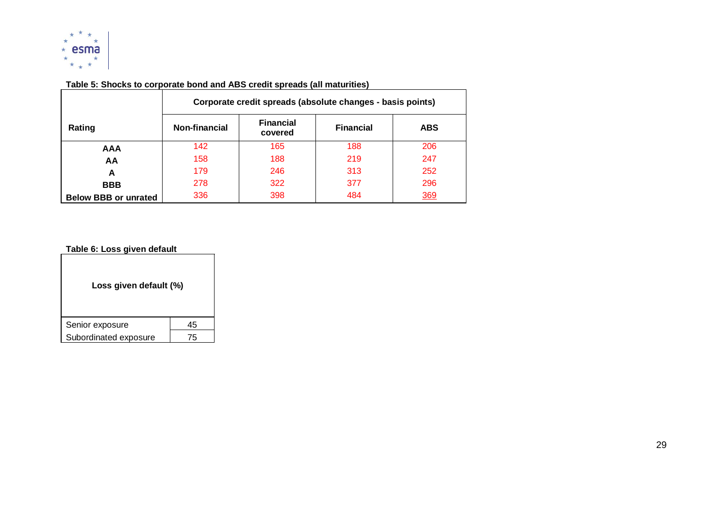**Table 5: Shocks to corporate bond and ABS credit spreads (all maturities)**

| Rating | Corporate credit spreads (absolute changes - basis points) | | | |
|---|---|---|---|---|
| | Non-financial | Financial covered | Financial | ABS |
| AAA | 142 | 165 | 188 | 206 |
| AA | 158 | 188 | 219 | 247 |
| A | 179 | 246 | 313 | 252 |
| BBB | 278 | 322 | 377 | 296 |
| Below BBB or unrated | 336 | 398 | 484 | 369 |

**Table 6: Loss given default**

| Loss given default (%) | |
|---|---|
| Senior exposure | 45 |
| Subordinated exposure | 75 |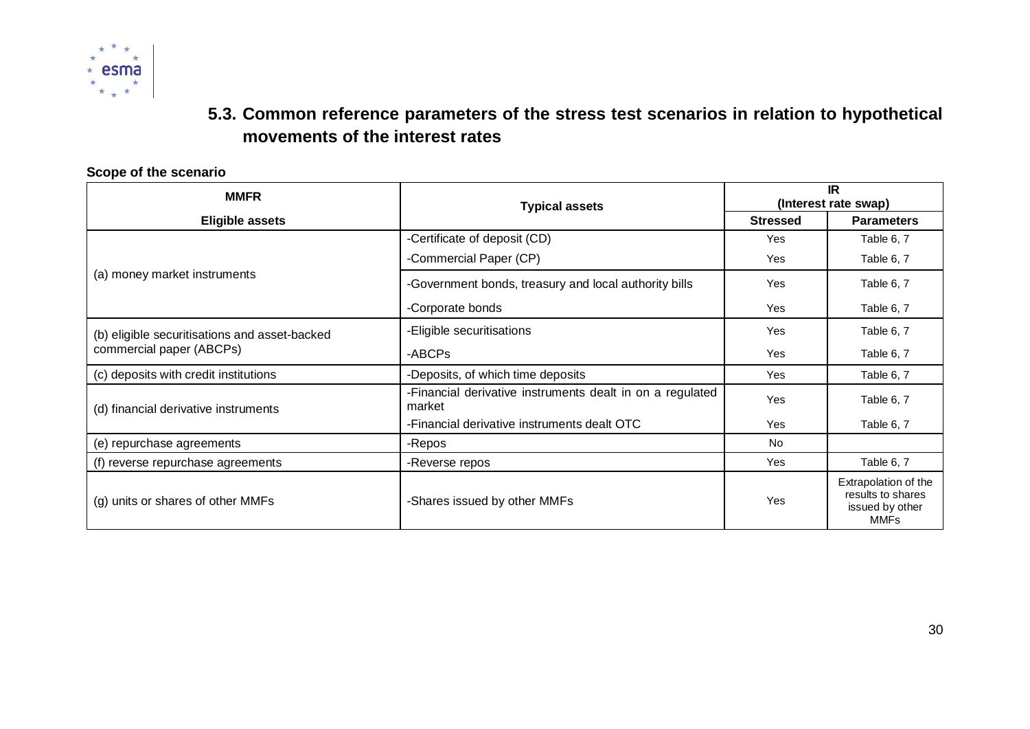### 5.3. Common reference parameters of the stress test scenarios in relation to hypothetical movements of the interest rates

**Scope of the scenario**

| MMFR | Typical assets | IR (Interest rate swap) | |
|---|---|---|---|
| **Eligible assets** | | **Stressed** | **Parameters** |
| (a) money market instruments | -Certificate of deposit (CD) | Yes | Table 6, 7 |
| | -Commercial Paper (CP) | Yes | Table 6, 7 |
| | -Government bonds, treasury and local authority bills | Yes | Table 6, 7 |
| | -Corporate bonds | Yes | Table 6, 7 |
| (b) eligible securitisations and asset-backed commercial paper (ABCPs) | -Eligible securitisations | Yes | Table 6, 7 |
| | -ABCPs | Yes | Table 6, 7 |
| (c) deposits with credit institutions | -Deposits, of which time deposits | Yes | Table 6, 7 |
| (d) financial derivative instruments | -Financial derivative instruments dealt in on a regulated market | Yes | Table 6, 7 |
| | -Financial derivative instruments dealt OTC | Yes | Table 6, 7 |
| (e) repurchase agreements | -Repos | No | |
| (f) reverse repurchase agreements | -Reverse repos | Yes | Table 6, 7 |
| (g) units or shares of other MMFs | -Shares issued by other MMFs | Yes | Extrapolation of the results to shares issued by other MMFs |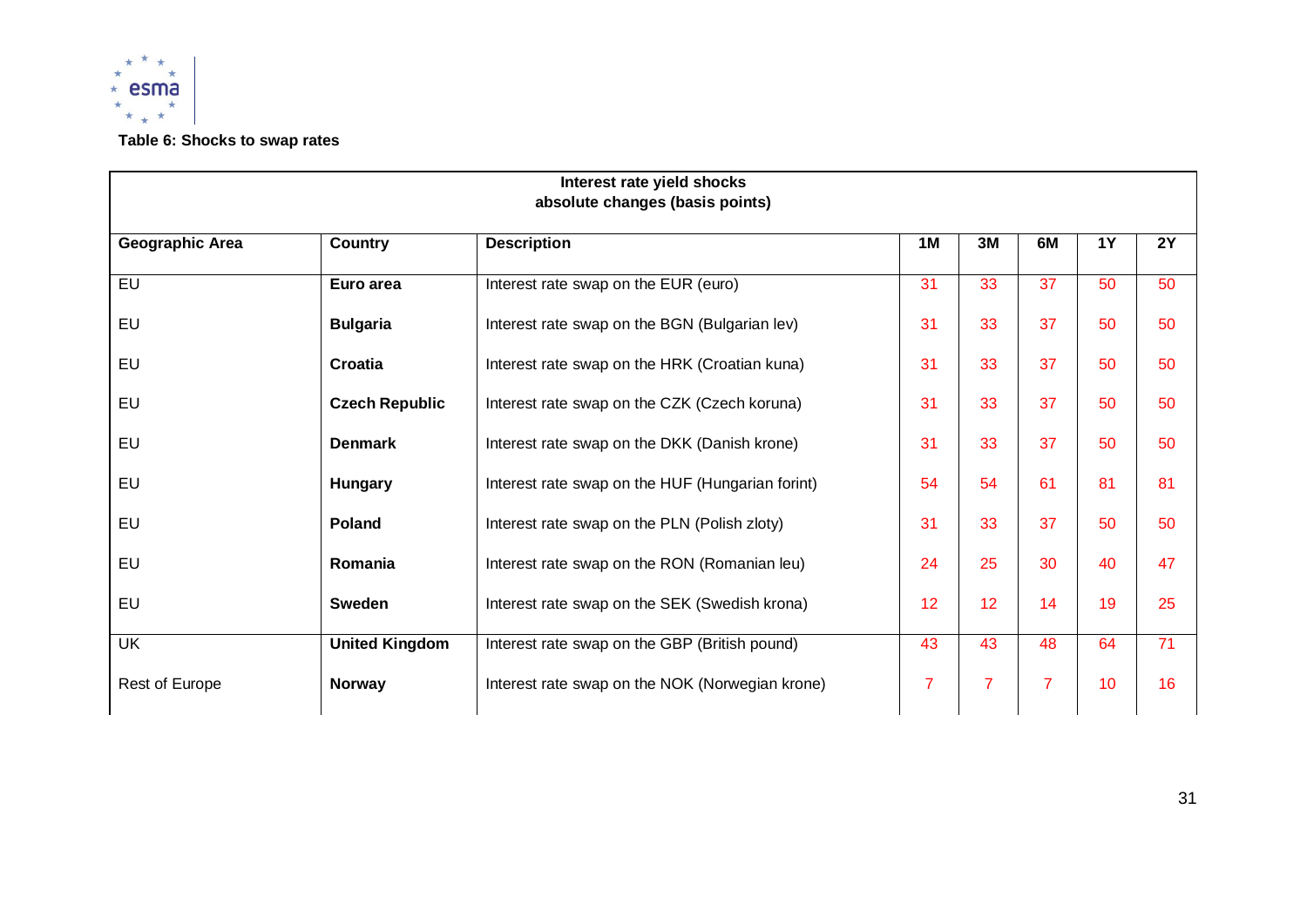**Table 6: Shocks to swap rates**

| Interest rate yield shocks absolute changes (basis points) | | | | | | | |
|---|---|---|---|---|---|---|---|
| **Geographic Area** | **Country** | **Description** | **1M** | **3M** | **6M** | **1Y** | **2Y** |
| EU | **Euro area** | Interest rate swap on the EUR (euro) | 31 | 33 | 37 | 50 | 50 |
| EU | **Bulgaria** | Interest rate swap on the BGN (Bulgarian lev) | 31 | 33 | 37 | 50 | 50 |
| EU | **Croatia** | Interest rate swap on the HRK (Croatian kuna) | 31 | 33 | 37 | 50 | 50 |
| EU | **Czech Republic** | Interest rate swap on the CZK (Czech koruna) | 31 | 33 | 37 | 50 | 50 |
| EU | **Denmark** | Interest rate swap on the DKK (Danish krone) | 31 | 33 | 37 | 50 | 50 |
| EU | **Hungary** | Interest rate swap on the HUF (Hungarian forint) | 54 | 54 | 61 | 81 | 81 |
| EU | **Poland** | Interest rate swap on the PLN (Polish zloty) | 31 | 33 | 37 | 50 | 50 |
| EU | **Romania** | Interest rate swap on the RON (Romanian leu) | 24 | 25 | 30 | 40 | 47 |
| EU | **Sweden** | Interest rate swap on the SEK (Swedish krona) | 12 | 12 | 14 | 19 | 25 |
| UK | **United Kingdom** | Interest rate swap on the GBP (British pound) | 43 | 43 | 48 | 64 | 71 |
| Rest of Europe | **Norway** | Interest rate swap on the NOK (Norwegian krone) | 7 | 7 | 7 | 10 | 16 |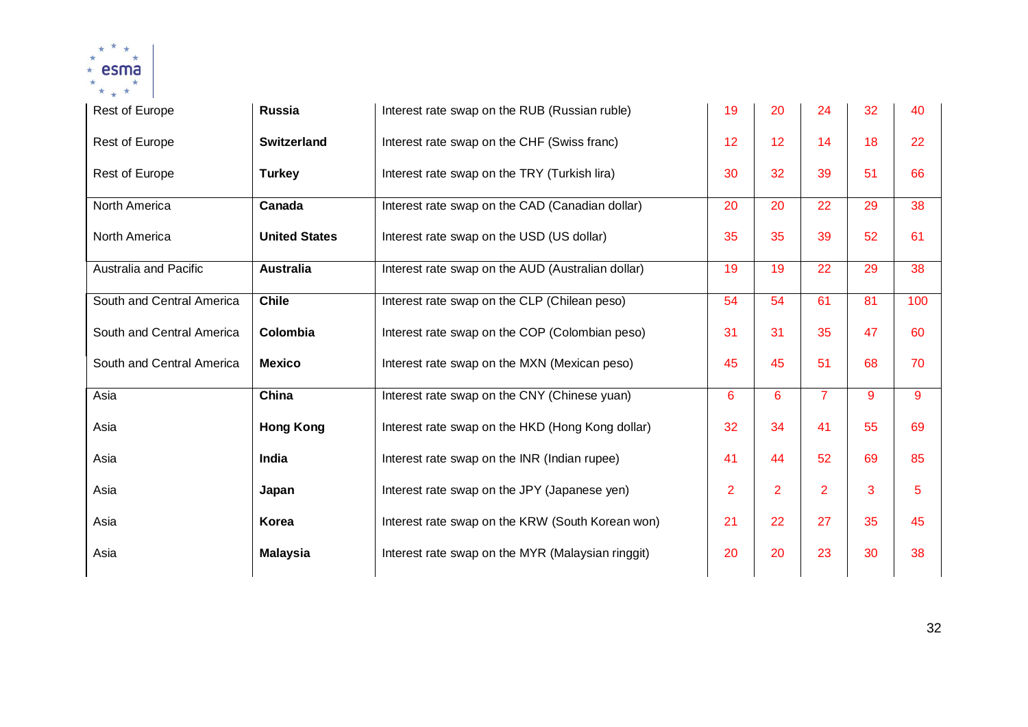| | | | | | | | |
|---|---|---|---|---|---|---|---|
| Rest of Europe | **Russia** | Interest rate swap on the RUB (Russian ruble) | 19 | 20 | 24 | 32 | 40 |
| Rest of Europe | **Switzerland** | Interest rate swap on the CHF (Swiss franc) | 12 | 12 | 14 | 18 | 22 |
| Rest of Europe | **Turkey** | Interest rate swap on the TRY (Turkish lira) | 30 | 32 | 39 | 51 | 66 |
| North America | **Canada** | Interest rate swap on the CAD (Canadian dollar) | 20 | 20 | 22 | 29 | 38 |
| North America | **United States** | Interest rate swap on the USD (US dollar) | 35 | 35 | 39 | 52 | 61 |
| Australia and Pacific | **Australia** | Interest rate swap on the AUD (Australian dollar) | 19 | 19 | 22 | 29 | 38 |
| South and Central America | **Chile** | Interest rate swap on the CLP (Chilean peso) | 54 | 54 | 61 | 81 | 100 |
| South and Central America | **Colombia** | Interest rate swap on the COP (Colombian peso) | 31 | 31 | 35 | 47 | 60 |
| South and Central America | **Mexico** | Interest rate swap on the MXN (Mexican peso) | 45 | 45 | 51 | 68 | 70 |
| Asia | **China** | Interest rate swap on the CNY (Chinese yuan) | 6 | 6 | 7 | 9 | 9 |
| Asia | **Hong Kong** | Interest rate swap on the HKD (Hong Kong dollar) | 32 | 34 | 41 | 55 | 69 |
| Asia | **India** | Interest rate swap on the INR (Indian rupee) | 41 | 44 | 52 | 69 | 85 |
| Asia | **Japan** | Interest rate swap on the JPY (Japanese yen) | 2 | 2 | 2 | 3 | 5 |
| Asia | **Korea** | Interest rate swap on the KRW (South Korean won) | 21 | 22 | 27 | 35 | 45 |
| Asia | **Malaysia** | Interest rate swap on the MYR (Malaysian ringgit) | 20 | 20 | 23 | 30 | 38 |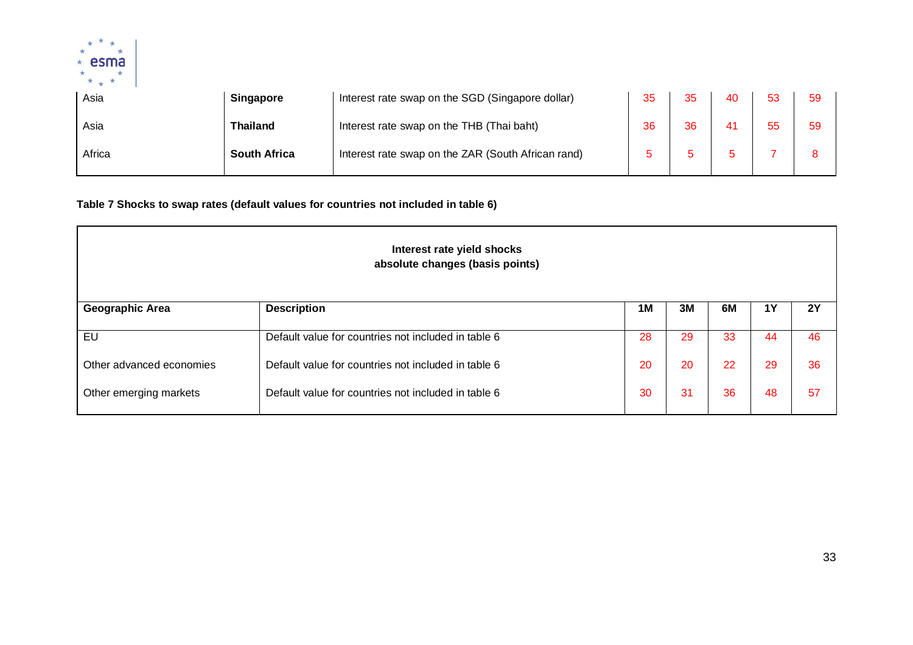| | | | | | | | |
|---|---|---|---|---|---|---|---|
| Asia | **Singapore** | Interest rate swap on the SGD (Singapore dollar) | 35 | 35 | 40 | 53 | 59 |
| Asia | **Thailand** | Interest rate swap on the THB (Thai baht) | 36 | 36 | 41 | 55 | 59 |
| Africa | **South Africa** | Interest rate swap on the ZAR (South African rand) | 5 | 5 | 5 | 7 | 8 |

**Table 7 Shocks to swap rates (default values for countries not included in table 6)**

| **Interest rate yield shocks absolute changes (basis points)** | | | | | | |
|---|---|---|---|---|---|---|
| **Geographic Area** | **Description** | **1M** | **3M** | **6M** | **1Y** | **2Y** |
| EU | Default value for countries not included in table 6 | 28 | 29 | 33 | 44 | 46 |
| Other advanced economies | Default value for countries not included in table 6 | 20 | 20 | 22 | 29 | 36 |
| Other emerging markets | Default value for countries not included in table 6 | 30 | 31 | 36 | 48 | 57 |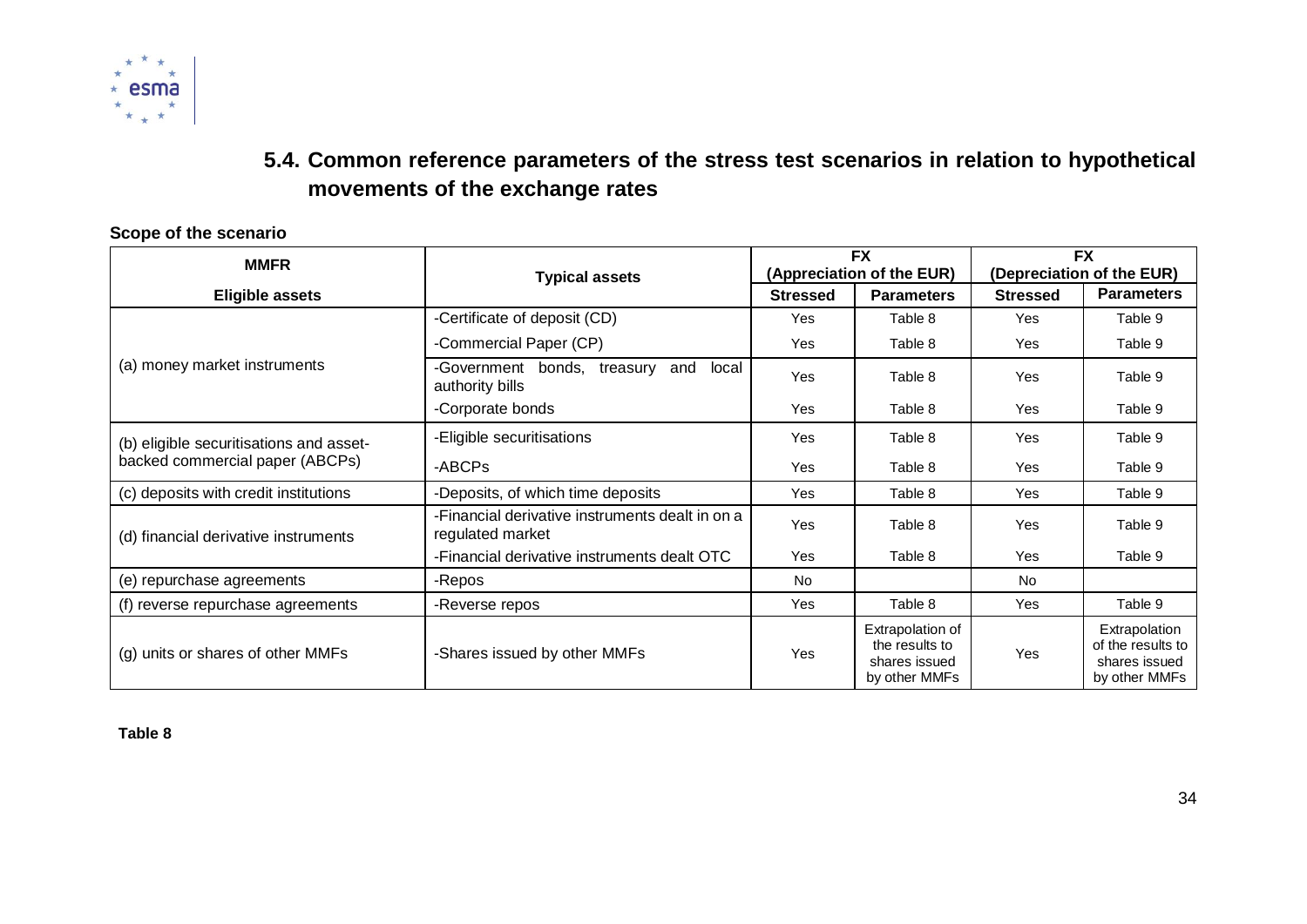### 5.4. Common reference parameters of the stress test scenarios in relation to hypothetical movements of the exchange rates

**Scope of the scenario**

| MMFR | Typical assets | FX (Appreciation of the EUR) | | FX (Depreciation of the EUR) | |
|---|---|---|---|---|---|
| **Eligible assets** | | **Stressed** | **Parameters** | **Stressed** | **Parameters** |
| (a) money market instruments | -Certificate of deposit (CD) | Yes | Table 8 | Yes | Table 9 |
| | -Commercial Paper (CP) | Yes | Table 8 | Yes | Table 9 |
| | -Government bonds, treasury and local authority bills | Yes | Table 8 | Yes | Table 9 |
| | -Corporate bonds | Yes | Table 8 | Yes | Table 9 |
| (b) eligible securitisations and asset-backed commercial paper (ABCPs) | -Eligible securitisations | Yes | Table 8 | Yes | Table 9 |
| | -ABCPs | Yes | Table 8 | Yes | Table 9 |
| (c) deposits with credit institutions | -Deposits, of which time deposits | Yes | Table 8 | Yes | Table 9 |
| (d) financial derivative instruments | -Financial derivative instruments dealt in on a regulated market | Yes | Table 8 | Yes | Table 9 |
| | -Financial derivative instruments dealt OTC | Yes | Table 8 | Yes | Table 9 |
| (e) repurchase agreements | -Repos | No | | No | |
| (f) reverse repurchase agreements | -Reverse repos | Yes | Table 8 | Yes | Table 9 |
| (g) units or shares of other MMFs | -Shares issued by other MMFs | Yes | Extrapolation of the results to shares issued by other MMFs | Yes | Extrapolation of the results to shares issued by other MMFs |

**Table 8**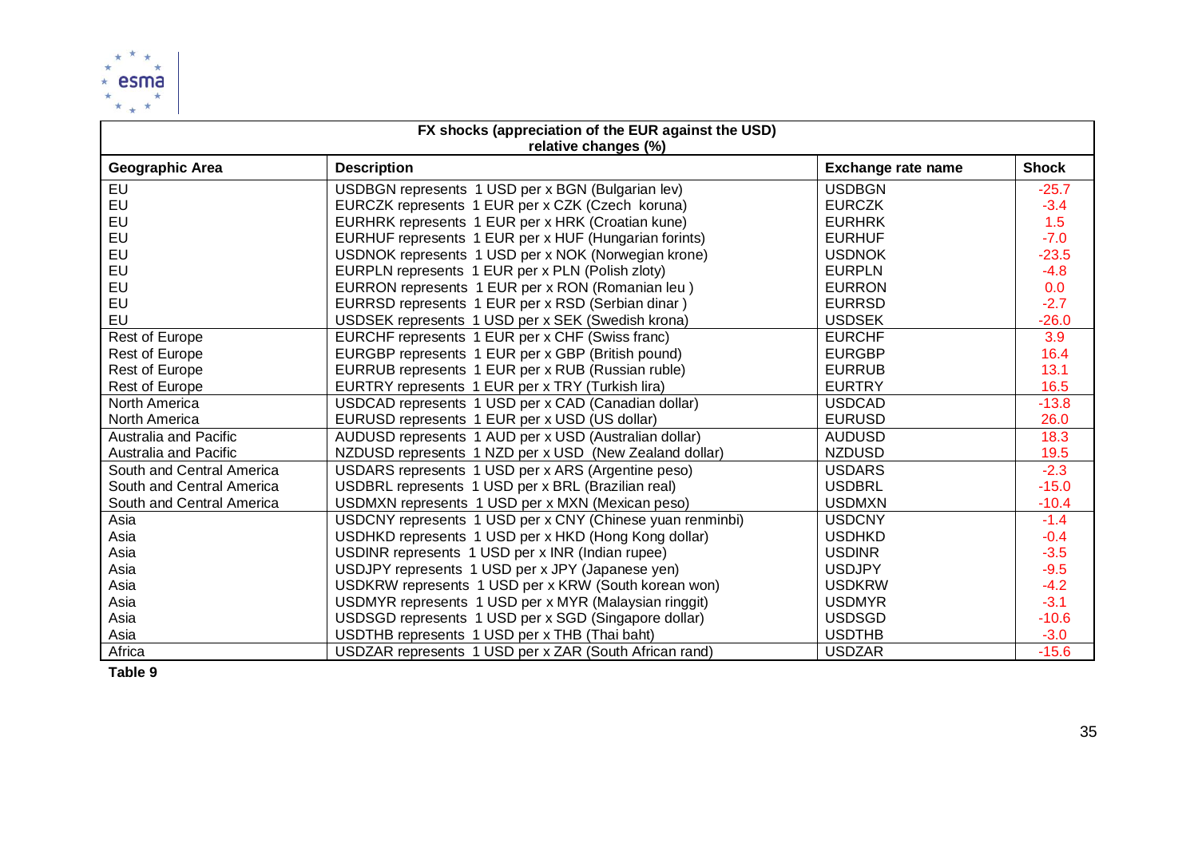| FX shocks (appreciation of the EUR against the USD) relative changes (%) | | | |
|---|---|---|---|
| **Geographic Area** | **Description** | **Exchange rate name** | **Shock** |
| EU | USDBGN represents 1 USD per x BGN (Bulgarian lev) | USDBGN | -25.7 |
| EU | EURCZK represents 1 EUR per x CZK (Czech koruna) | EURCZK | -3.4 |
| EU | EURHRK represents 1 EUR per x HRK (Croatian kune) | EURHRK | 1.5 |
| EU | EURHUF represents 1 EUR per x HUF (Hungarian forints) | EURHUF | -7.0 |
| EU | USDNOK represents 1 USD per x NOK (Norwegian krone) | USDNOK | -23.5 |
| EU | EURPLN represents 1 EUR per x PLN (Polish zloty) | EURPLN | -4.8 |
| EU | EURRON represents 1 EUR per x RON (Romanian leu ) | EURRON | 0.0 |
| EU | EURRSD represents 1 EUR per x RSD (Serbian dinar ) | EURRSD | -2.7 |
| EU | USDSEK represents 1 USD per x SEK (Swedish krona) | USDSEK | -26.0 |
| Rest of Europe | EURCHF represents 1 EUR per x CHF (Swiss franc) | EURCHF | 3.9 |
| Rest of Europe | EURGBP represents 1 EUR per x GBP (British pound) | EURGBP | 16.4 |
| Rest of Europe | EURRUB represents 1 EUR per x RUB (Russian ruble) | EURRUB | 13.1 |
| Rest of Europe | EURTRY represents 1 EUR per x TRY (Turkish lira) | EURTRY | 16.5 |
| North America | USDCAD represents 1 USD per x CAD (Canadian dollar) | USDCAD | -13.8 |
| North America | EURUSD represents 1 EUR per x USD (US dollar) | EURUSD | 26.0 |
| Australia and Pacific | AUDUSD represents 1 AUD per x USD (Australian dollar) | AUDUSD | 18.3 |
| Australia and Pacific | NZDUSD represents 1 NZD per x USD (New Zealand dollar) | NZDUSD | 19.5 |
| South and Central America | USDARS represents 1 USD per x ARS (Argentine peso) | USDARS | -2.3 |
| South and Central America | USDBRL represents 1 USD per x BRL (Brazilian real) | USDBRL | -15.0 |
| South and Central America | USDMXN represents 1 USD per x MXN (Mexican peso) | USDMXN | -10.4 |
| Asia | USDCNY represents 1 USD per x CNY (Chinese yuan renminbi) | USDCNY | -1.4 |
| Asia | USDHKD represents 1 USD per x HKD (Hong Kong dollar) | USDHKD | -0.4 |
| Asia | USDINR represents 1 USD per x INR (Indian rupee) | USDINR | -3.5 |
| Asia | USDJPY represents 1 USD per x JPY (Japanese yen) | USDJPY | -9.5 |
| Asia | USDKRW represents 1 USD per x KRW (South korean won) | USDKRW | -4.2 |
| Asia | USDMYR represents 1 USD per x MYR (Malaysian ringgit) | USDMYR | -3.1 |
| Asia | USDSGD represents 1 USD per x SGD (Singapore dollar) | USDSGD | -10.6 |
| Asia | USDTHB represents 1 USD per x THB (Thai baht) | USDTHB | -3.0 |
| Africa | USDZAR represents 1 USD per x ZAR (South African rand) | USDZAR | -15.6 |

**Table 9**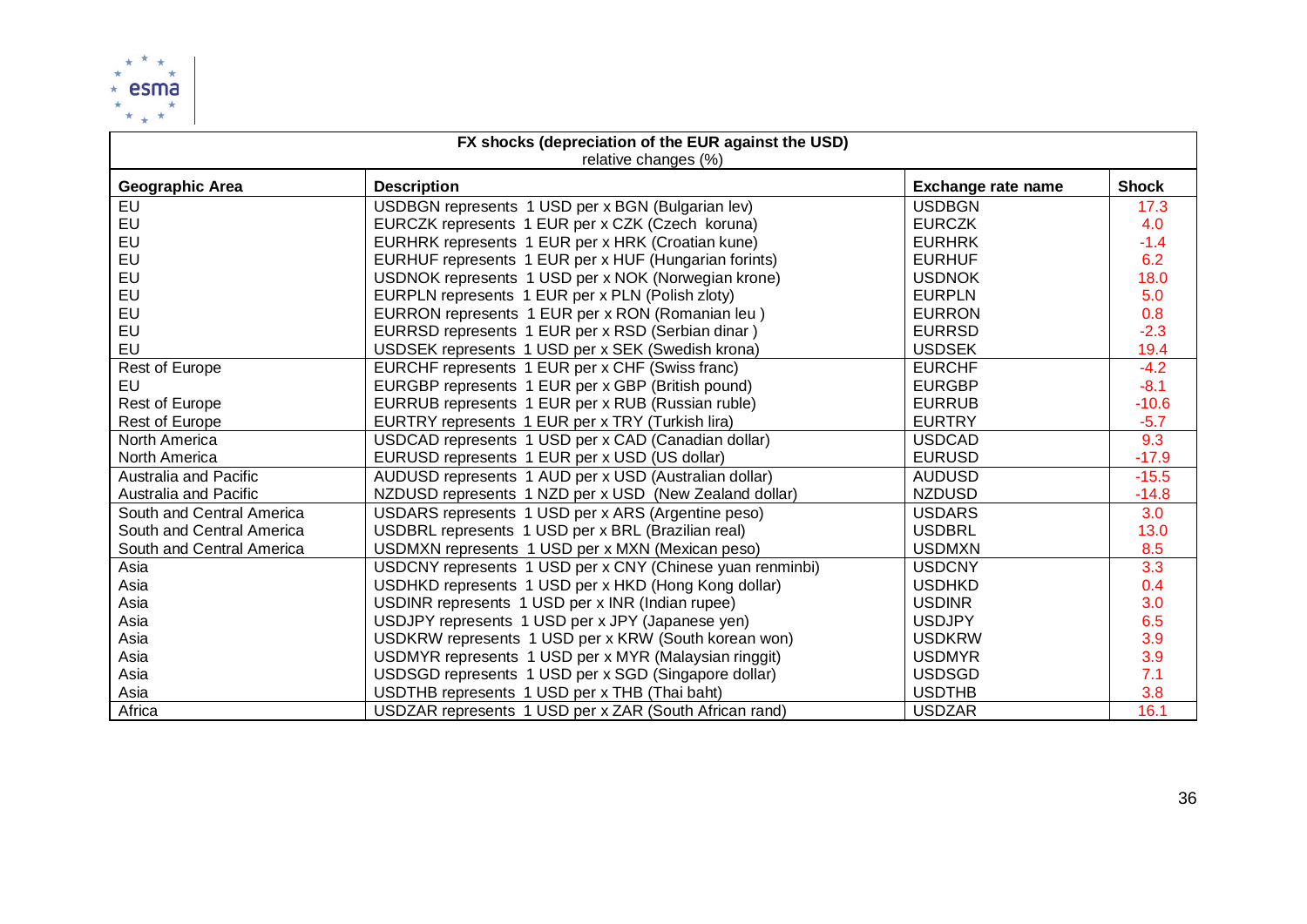| FX shocks (depreciation of the EUR against the USD) relative changes (%) | | | |
|---|---|---|---|
| **Geographic Area** | **Description** | **Exchange rate name** | **Shock** |
| EU | USDBGN represents 1 USD per x BGN (Bulgarian lev) | USDBGN | 17.3 |
| EU | EURCZK represents 1 EUR per x CZK (Czech koruna) | EURCZK | 4.0 |
| EU | EURHRK represents 1 EUR per x HRK (Croatian kune) | EURHRK | -1.4 |
| EU | EURHUF represents 1 EUR per x HUF (Hungarian forints) | EURHUF | 6.2 |
| EU | USDNOK represents 1 USD per x NOK (Norwegian krone) | USDNOK | 18.0 |
| EU | EURPLN represents 1 EUR per x PLN (Polish zloty) | EURPLN | 5.0 |
| EU | EURRON represents 1 EUR per x RON (Romanian leu ) | EURRON | 0.8 |
| EU | EURRSD represents 1 EUR per x RSD (Serbian dinar ) | EURRSD | -2.3 |
| EU | USDSEK represents 1 USD per x SEK (Swedish krona) | USDSEK | 19.4 |
| Rest of Europe | EURCHF represents 1 EUR per x CHF (Swiss franc) | EURCHF | -4.2 |
| EU | EURGBP represents 1 EUR per x GBP (British pound) | EURGBP | -8.1 |
| Rest of Europe | EURRUB represents 1 EUR per x RUB (Russian ruble) | EURRUB | -10.6 |
| Rest of Europe | EURTRY represents 1 EUR per x TRY (Turkish lira) | EURTRY | -5.7 |
| North America | USDCAD represents 1 USD per x CAD (Canadian dollar) | USDCAD | 9.3 |
| North America | EURUSD represents 1 EUR per x USD (US dollar) | EURUSD | -17.9 |
| Australia and Pacific | AUDUSD represents 1 AUD per x USD (Australian dollar) | AUDUSD | -15.5 |
| Australia and Pacific | NZDUSD represents 1 NZD per x USD (New Zealand dollar) | NZDUSD | -14.8 |
| South and Central America | USDARS represents 1 USD per x ARS (Argentine peso) | USDARS | 3.0 |
| South and Central America | USDBRL represents 1 USD per x BRL (Brazilian real) | USDBRL | 13.0 |
| South and Central America | USDMXN represents 1 USD per x MXN (Mexican peso) | USDMXN | 8.5 |
| Asia | USDCNY represents 1 USD per x CNY (Chinese yuan renminbi) | USDCNY | 3.3 |
| Asia | USDHKD represents 1 USD per x HKD (Hong Kong dollar) | USDHKD | 0.4 |
| Asia | USDINR represents 1 USD per x INR (Indian rupee) | USDINR | 3.0 |
| Asia | USDJPY represents 1 USD per x JPY (Japanese yen) | USDJPY | 6.5 |
| Asia | USDKRW represents 1 USD per x KRW (South korean won) | USDKRW | 3.9 |
| Asia | USDMYR represents 1 USD per x MYR (Malaysian ringgit) | USDMYR | 3.9 |
| Asia | USDSGD represents 1 USD per x SGD (Singapore dollar) | USDSGD | 7.1 |
| Asia | USDTHB represents 1 USD per x THB (Thai baht) | USDTHB | 3.8 |
| Africa | USDZAR represents 1 USD per x ZAR (South African rand) | USDZAR | 16.1 |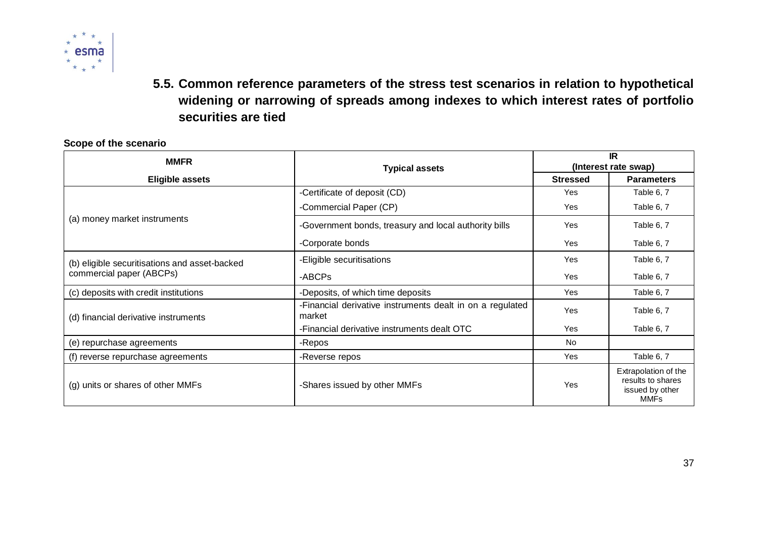### 5.5. Common reference parameters of the stress test scenarios in relation to hypothetical widening or narrowing of spreads among indexes to which interest rates of portfolio securities are tied

**Scope of the scenario**

| MMFR | Typical assets | IR (Interest rate swap) | |
|---|---|---|---|
| **Eligible assets** | | **Stressed** | **Parameters** |
| (a) money market instruments | -Certificate of deposit (CD) | Yes | Table 6, 7 |
| | -Commercial Paper (CP) | Yes | Table 6, 7 |
| | -Government bonds, treasury and local authority bills | Yes | Table 6, 7 |
| | -Corporate bonds | Yes | Table 6, 7 |
| (b) eligible securitisations and asset-backed commercial paper (ABCPs) | -Eligible securitisations | Yes | Table 6, 7 |
| | -ABCPs | Yes | Table 6, 7 |
| (c) deposits with credit institutions | -Deposits, of which time deposits | Yes | Table 6, 7 |
| (d) financial derivative instruments | -Financial derivative instruments dealt in on a regulated market | Yes | Table 6, 7 |
| | -Financial derivative instruments dealt OTC | Yes | Table 6, 7 |
| (e) repurchase agreements | -Repos | No | |
| (f) reverse repurchase agreements | -Reverse repos | Yes | Table 6, 7 |
| (g) units or shares of other MMFs | -Shares issued by other MMFs | Yes | Extrapolation of the results to shares issued by other MMFs |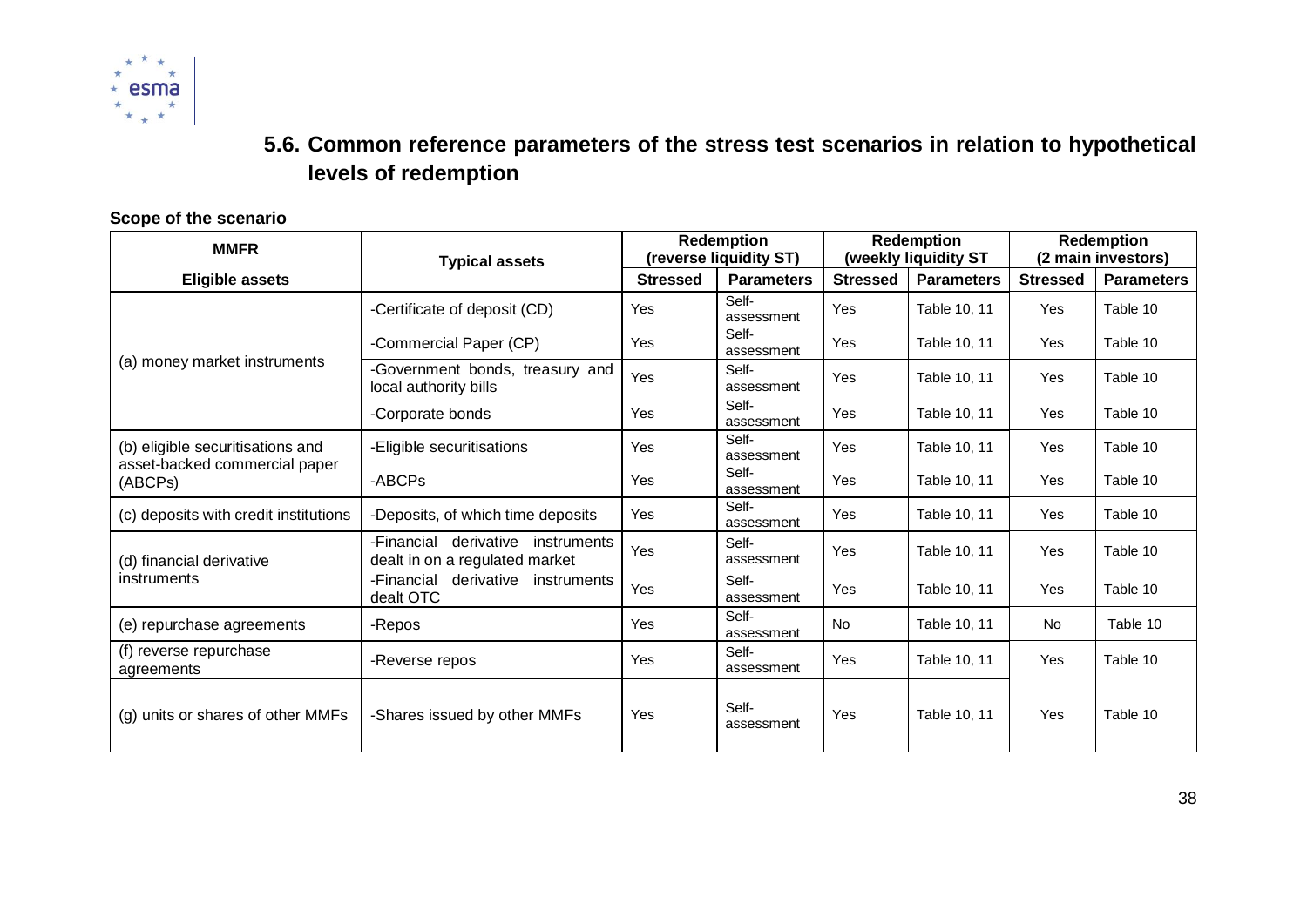## 5.6. Common reference parameters of the stress test scenarios in relation to hypothetical levels of redemption

**Scope of the scenario**

| MMFR | Typical assets | Redemption (reverse liquidity ST) | | Redemption (weekly liquidity ST | | Redemption (2 main investors) | |
|---|---|---|---|---|---|---|---|
| **Eligible assets** | | **Stressed** | **Parameters** | **Stressed** | **Parameters** | **Stressed** | **Parameters** |
| (a) money market instruments | -Certificate of deposit (CD) | Yes | Self-assessment | Yes | Table 10, 11 | Yes | Table 10 |
| | -Commercial Paper (CP) | Yes | Self-assessment | Yes | Table 10, 11 | Yes | Table 10 |
| | -Government bonds, treasury and local authority bills | Yes | Self-assessment | Yes | Table 10, 11 | Yes | Table 10 |
| | -Corporate bonds | Yes | Self-assessment | Yes | Table 10, 11 | Yes | Table 10 |
| (b) eligible securitisations and asset-backed commercial paper (ABCPs) | -Eligible securitisations | Yes | Self-assessment | Yes | Table 10, 11 | Yes | Table 10 |
| | -ABCPs | Yes | Self-assessment | Yes | Table 10, 11 | Yes | Table 10 |
| (c) deposits with credit institutions | -Deposits, of which time deposits | Yes | Self-assessment | Yes | Table 10, 11 | Yes | Table 10 |
| (d) financial derivative instruments | -Financial derivative instruments dealt in on a regulated market | Yes | Self-assessment | Yes | Table 10, 11 | Yes | Table 10 |
| | -Financial derivative instruments dealt OTC | Yes | Self-assessment | Yes | Table 10, 11 | Yes | Table 10 |
| (e) repurchase agreements | -Repos | Yes | Self-assessment | No | Table 10, 11 | No | Table 10 |
| (f) reverse repurchase agreements | -Reverse repos | Yes | Self-assessment | Yes | Table 10, 11 | Yes | Table 10 |
| (g) units or shares of other MMFs | -Shares issued by other MMFs | Yes | Self-assessment | Yes | Table 10, 11 | Yes | Table 10 |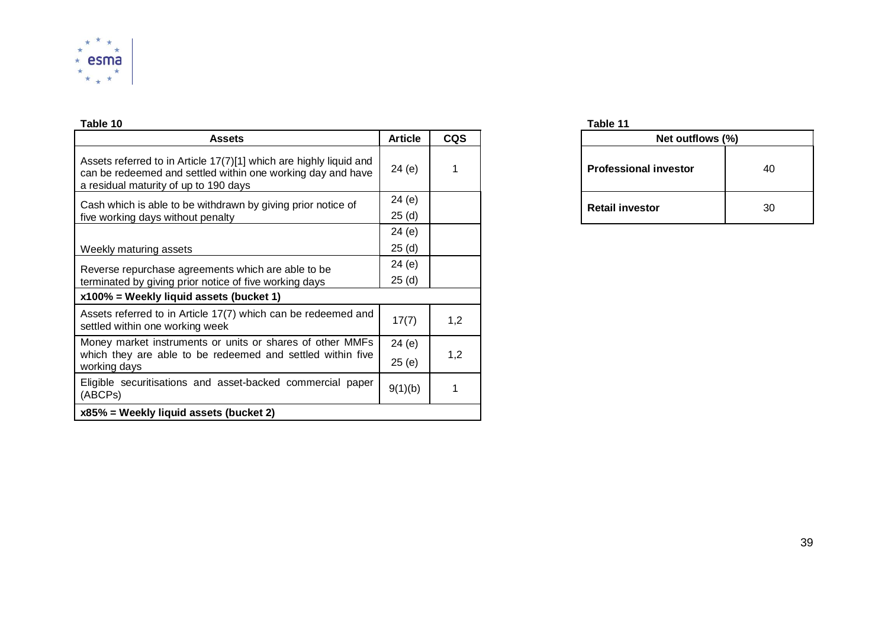**Table 10**

| Assets | Article | CQS |
| --- | --- | --- |
| Assets referred to in Article 17(7)[1] which are highly liquid and can be redeemed and settled within one working day and have a residual maturity of up to 190 days | 24 (e) | 1 |
| Cash which is able to be withdrawn by giving prior notice of five working days without penalty | 24 (e)<br>25 (d) | |
| Weekly maturing assets | 24 (e)<br>25 (d) | |
| Reverse repurchase agreements which are able to be terminated by giving prior notice of five working days | 24 (e)<br>25 (d) | |
| **x100% = Weekly liquid assets (bucket 1)** | | |
| Assets referred to in Article 17(7) which can be redeemed and settled within one working week | 17(7) | 1,2 |
| Money market instruments or units or shares of other MMFs which they are able to be redeemed and settled within five working days | 24 (e)<br>25 (e) | 1,2 |
| Eligible securitisations and asset-backed commercial paper (ABCPs) | 9(1)(b) | 1 |
| **x85% = Weekly liquid assets (bucket 2)** | | |

**Table 11**

| Net outflows (%) | |
| --- | --- |
| **Professional investor** | 40 |
| **Retail investor** | 30 |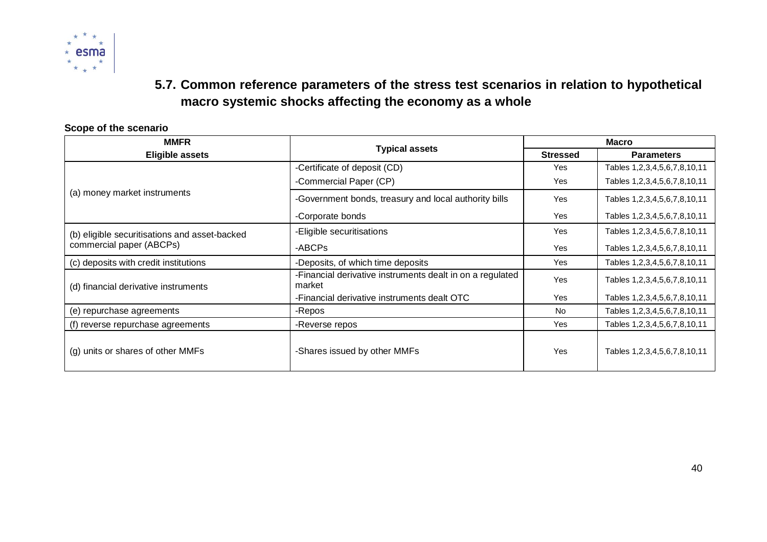## 5.7. Common reference parameters of the stress test scenarios in relation to hypothetical macro systemic shocks affecting the economy as a whole

**Scope of the scenario**

| MMFR | Typical assets | Macro | |
|---|---|---|---|
| **Eligible assets** | | **Stressed** | **Parameters** |
| (a) money market instruments | -Certificate of deposit (CD) | Yes | Tables 1,2,3,4,5,6,7,8,10,11 |
| | -Commercial Paper (CP) | Yes | Tables 1,2,3,4,5,6,7,8,10,11 |
| | -Government bonds, treasury and local authority bills | Yes | Tables 1,2,3,4,5,6,7,8,10,11 |
| | -Corporate bonds | Yes | Tables 1,2,3,4,5,6,7,8,10,11 |
| (b) eligible securitisations and asset-backed commercial paper (ABCPs) | -Eligible securitisations | Yes | Tables 1,2,3,4,5,6,7,8,10,11 |
| | -ABCPs | Yes | Tables 1,2,3,4,5,6,7,8,10,11 |
| (c) deposits with credit institutions | -Deposits, of which time deposits | Yes | Tables 1,2,3,4,5,6,7,8,10,11 |
| (d) financial derivative instruments | -Financial derivative instruments dealt in on a regulated market | Yes | Tables 1,2,3,4,5,6,7,8,10,11 |
| | -Financial derivative instruments dealt OTC | Yes | Tables 1,2,3,4,5,6,7,8,10,11 |
| (e) repurchase agreements | -Repos | No | Tables 1,2,3,4,5,6,7,8,10,11 |
| (f) reverse repurchase agreements | -Reverse repos | Yes | Tables 1,2,3,4,5,6,7,8,10,11 |
| (g) units or shares of other MMFs | -Shares issued by other MMFs | Yes | Tables 1,2,3,4,5,6,7,8,10,11 |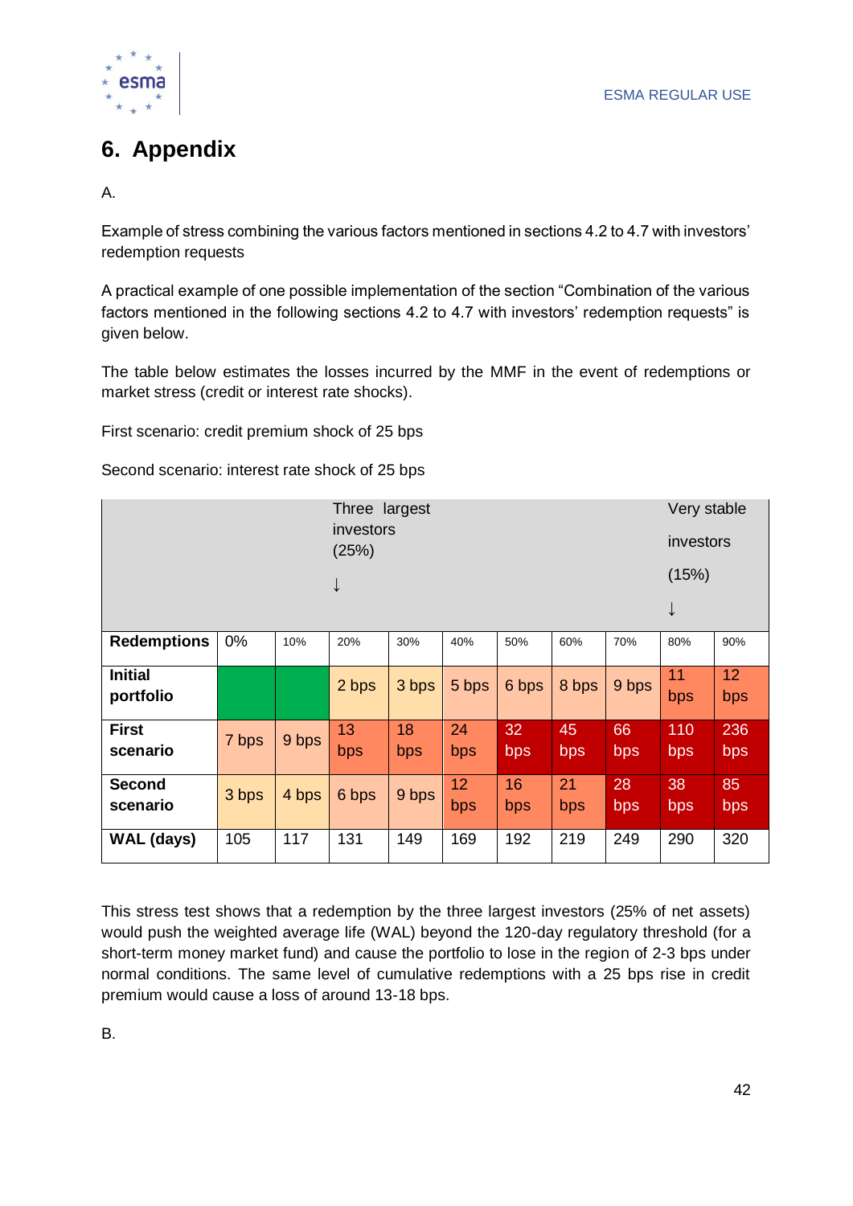# 6. Appendix

A.

Example of stress combining the various factors mentioned in sections 4.2 to 4.7 with investors' redemption requests

A practical example of one possible implementation of the section "Combination of the various factors mentioned in the following sections 4.2 to 4.7 with investors' redemption requests" is given below.

The table below estimates the losses incurred by the MMF in the event of redemptions or market stress (credit or interest rate shocks).

First scenario: credit premium shock of 25 bps

Second scenario: interest rate shock of 25 bps

| | | | Three largest investors (25%) ↓ | | | | | | Very stable investors (15%) ↓ | |
|---|---|---|---|---|---|---|---|---|---|---|
| **Redemptions** | 0% | 10% | 20% | 30% | 40% | 50% | 60% | 70% | 80% | 90% |
| **Initial portfolio** | | | 2 bps | 3 bps | 5 bps | 6 bps | 8 bps | 9 bps | 11 bps | 12 bps |
| **First scenario** | 7 bps | 9 bps | 13 bps | 18 bps | 24 bps | 32 bps | 45 bps | 66 bps | 110 bps | 236 bps |
| **Second scenario** | 3 bps | 4 bps | 6 bps | 9 bps | 12 bps | 16 bps | 21 bps | 28 bps | 38 bps | 85 bps |
| **WAL (days)** | 105 | 117 | 131 | 149 | 169 | 192 | 219 | 249 | 290 | 320 |

This stress test shows that a redemption by the three largest investors (25% of net assets) would push the weighted average life (WAL) beyond the 120-day regulatory threshold (for a short-term money market fund) and cause the portfolio to lose in the region of 2-3 bps under normal conditions. The same level of cumulative redemptions with a 25 bps rise in credit premium would cause a loss of around 13-18 bps.

B.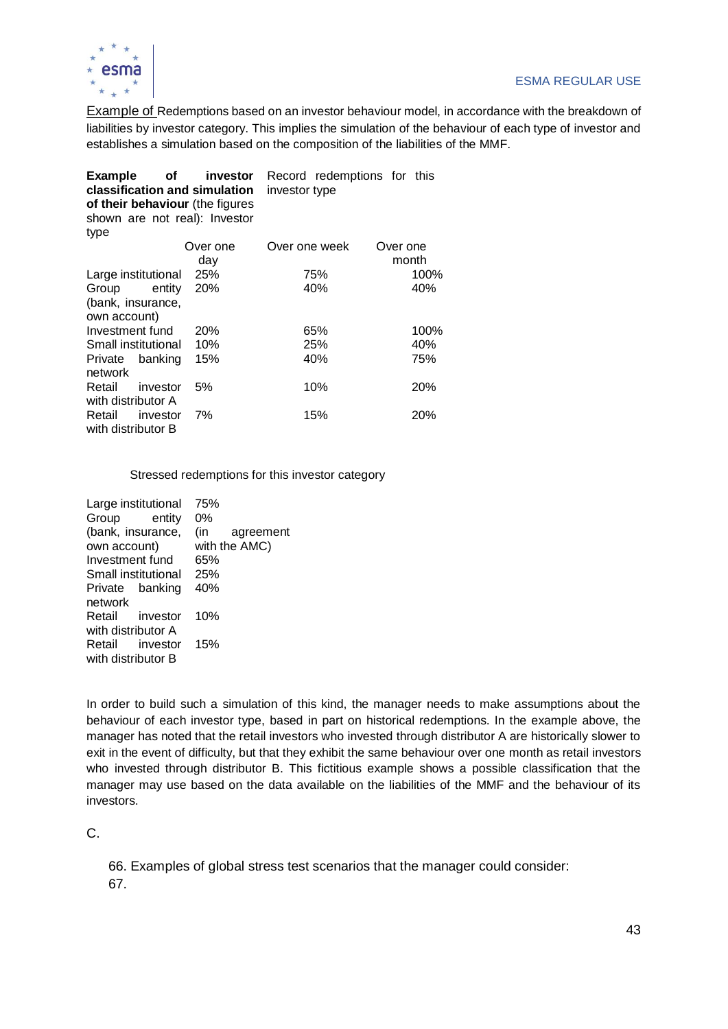Example of Redemptions based on an investor behaviour model, in accordance with the breakdown of liabilities by investor category. This implies the simulation of the behaviour of each type of investor and establishes a simulation based on the composition of the liabilities of the MMF.

| **Example of investor classification and simulation of their behaviour** (the figures shown are not real): Investor type | Record redemptions for this investor type | | |
|---|---|---|---|
| | Over one day | Over one week | Over one month |
| Large institutional | 25% | 75% | 100% |
| Group entity (bank, insurance, own account) | 20% | 40% | 40% |
| Investment fund | 20% | 65% | 100% |
| Small institutional | 10% | 25% | 40% |
| Private banking network | 15% | 40% | 75% |
| Retail investor with distributor A | 5% | 10% | 20% |
| Retail investor with distributor B | 7% | 15% | 20% |

| | Stressed redemptions for this investor category |
|---|---|
| Large institutional | 75% |
| Group entity (bank, insurance, own account) | 0% (in agreement with the AMC) |
| Investment fund | 65% |
| Small institutional | 25% |
| Private banking network | 40% |
| Retail investor with distributor A | 10% |
| Retail investor with distributor B | 15% |

In order to build such a simulation of this kind, the manager needs to make assumptions about the behaviour of each investor type, based in part on historical redemptions. In the example above, the manager has noted that the retail investors who invested through distributor A are historically slower to exit in the event of difficulty, but that they exhibit the same behaviour over one month as retail investors who invested through distributor B. This fictitious example shows a possible classification that the manager may use based on the data available on the liabilities of the MMF and the behaviour of its investors.

C.

66. Examples of global stress test scenarios that the manager could consider:

67.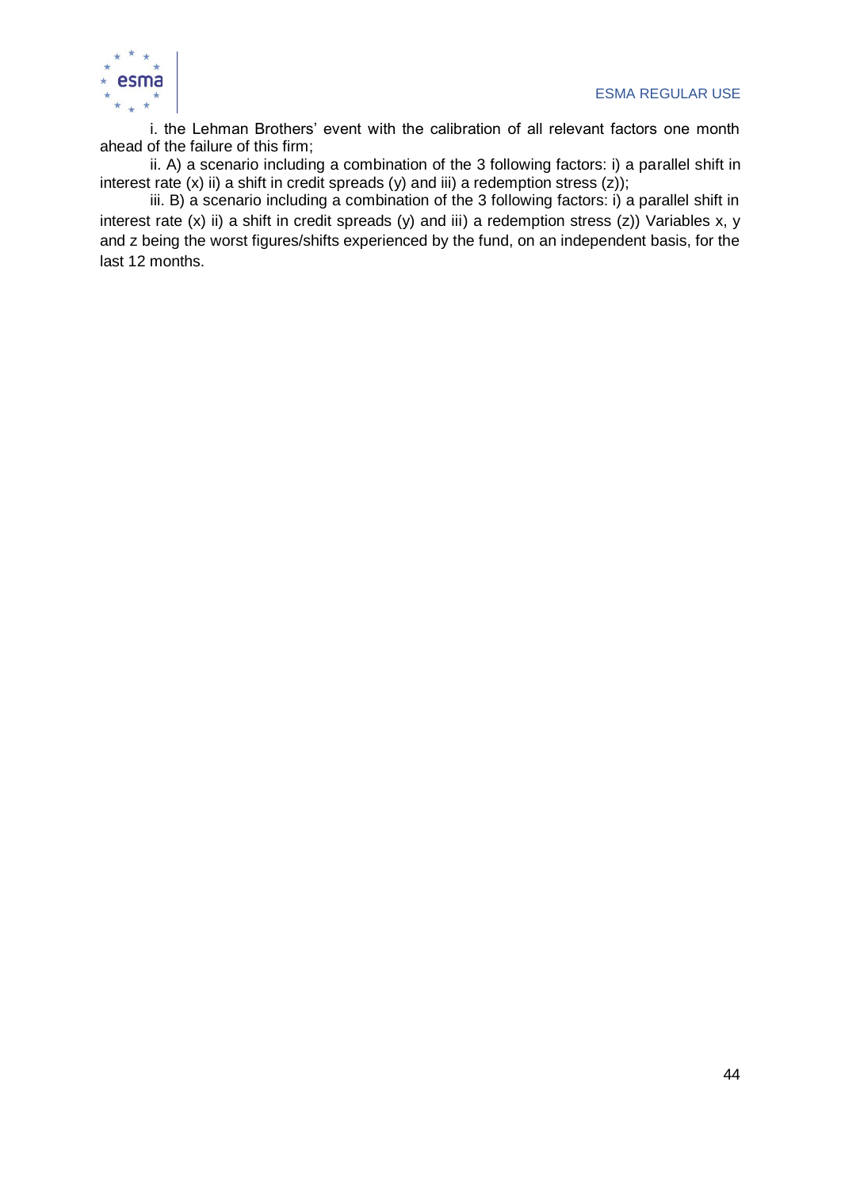i. the Lehman Brothers' event with the calibration of all relevant factors one month ahead of the failure of this firm;

ii. A) a scenario including a combination of the 3 following factors: i) a parallel shift in interest rate (x) ii) a shift in credit spreads (y) and iii) a redemption stress (z));

iii. B) a scenario including a combination of the 3 following factors: i) a parallel shift in interest rate (x) ii) a shift in credit spreads (y) and iii) a redemption stress (z)) Variables x, y and z being the worst figures/shifts experienced by the fund, on an independent basis, for the last 12 months.